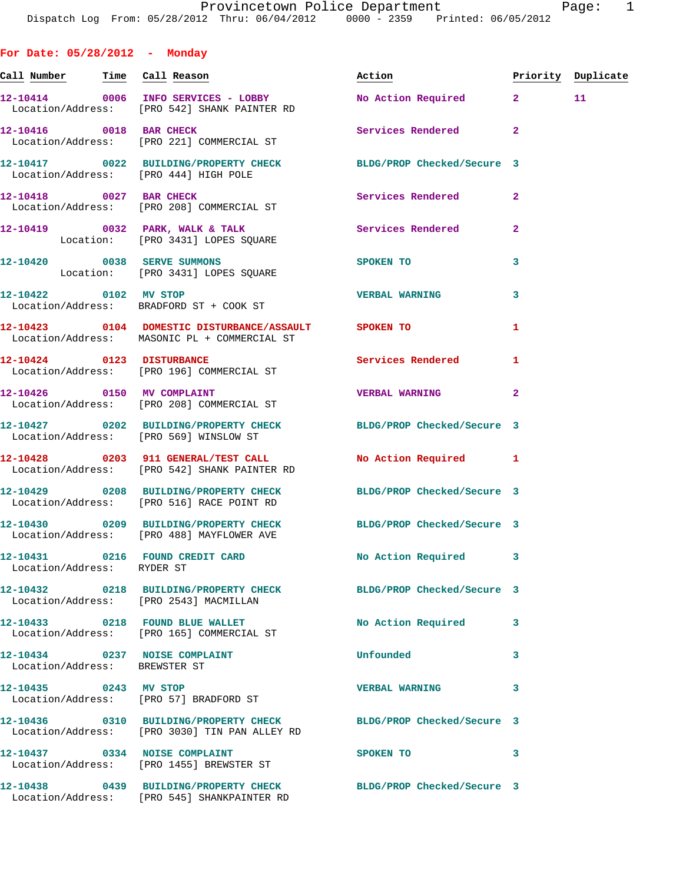Provincetown Police Department
Dispatch Log From: 05/28/2012 Thru: 06/04/2012 0000 - 2359 Printed: 06/05/2012

## For Date: 05/28/2012 - Monday

| Call Number | Time | Call Reason | Action | Priority | Duplicate |
|---|---|---|---|---|---|
| 12-10414 | 0006 | INFO SERVICES - LOBBY | No Action Required | 2 | 11 |
| Location/Address: | | [PRO 542] SHANK PAINTER RD | | | |
| 12-10416 | 0018 | BAR CHECK | Services Rendered | 2 | |
| Location/Address: | | [PRO 221] COMMERCIAL ST | | | |
| 12-10417 | 0022 | BUILDING/PROPERTY CHECK | BLDG/PROP Checked/Secure | 3 | |
| Location/Address: | | [PRO 444] HIGH POLE | | | |
| 12-10418 | 0027 | BAR CHECK | Services Rendered | 2 | |
| Location/Address: | | [PRO 208] COMMERCIAL ST | | | |
| 12-10419 | 0032 | PARK, WALK & TALK | Services Rendered | 2 | |
| Location: | | [PRO 3431] LOPES SQUARE | | | |
| 12-10420 | 0038 | SERVE SUMMONS | SPOKEN TO | 3 | |
| Location: | | [PRO 3431] LOPES SQUARE | | | |
| 12-10422 | 0102 | MV STOP | VERBAL WARNING | 3 | |
| Location/Address: | | BRADFORD ST + COOK ST | | | |
| 12-10423 | 0104 | DOMESTIC DISTURBANCE/ASSAULT | SPOKEN TO | 1 | |
| Location/Address: | | MASONIC PL + COMMERCIAL ST | | | |
| 12-10424 | 0123 | DISTURBANCE | Services Rendered | 1 | |
| Location/Address: | | [PRO 196] COMMERCIAL ST | | | |
| 12-10426 | 0150 | MV COMPLAINT | VERBAL WARNING | 2 | |
| Location/Address: | | [PRO 208] COMMERCIAL ST | | | |
| 12-10427 | 0202 | BUILDING/PROPERTY CHECK | BLDG/PROP Checked/Secure | 3 | |
| Location/Address: | | [PRO 569] WINSLOW ST | | | |
| 12-10428 | 0203 | 911 GENERAL/TEST CALL | No Action Required | 1 | |
| Location/Address: | | [PRO 542] SHANK PAINTER RD | | | |
| 12-10429 | 0208 | BUILDING/PROPERTY CHECK | BLDG/PROP Checked/Secure | 3 | |
| Location/Address: | | [PRO 516] RACE POINT RD | | | |
| 12-10430 | 0209 | BUILDING/PROPERTY CHECK | BLDG/PROP Checked/Secure | 3 | |
| Location/Address: | | [PRO 488] MAYFLOWER AVE | | | |
| 12-10431 | 0216 | FOUND CREDIT CARD | No Action Required | 3 | |
| Location/Address: | | RYDER ST | | | |
| 12-10432 | 0218 | BUILDING/PROPERTY CHECK | BLDG/PROP Checked/Secure | 3 | |
| Location/Address: | | [PRO 2543] MACMILLAN | | | |
| 12-10433 | 0218 | FOUND BLUE WALLET | No Action Required | 3 | |
| Location/Address: | | [PRO 165] COMMERCIAL ST | | | |
| 12-10434 | 0237 | NOISE COMPLAINT | Unfounded | 3 | |
| Location/Address: | | BREWSTER ST | | | |
| 12-10435 | 0243 | MV STOP | VERBAL WARNING | 3 | |
| Location/Address: | | [PRO 57] BRADFORD ST | | | |
| 12-10436 | 0310 | BUILDING/PROPERTY CHECK | BLDG/PROP Checked/Secure | 3 | |
| Location/Address: | | [PRO 3030] TIN PAN ALLEY RD | | | |
| 12-10437 | 0334 | NOISE COMPLAINT | SPOKEN TO | 3 | |
| Location/Address: | | [PRO 1455] BREWSTER ST | | | |
| 12-10438 | 0439 | BUILDING/PROPERTY CHECK | BLDG/PROP Checked/Secure | 3 | |
| Location/Address: | | [PRO 545] SHANKPAINTER RD | | | |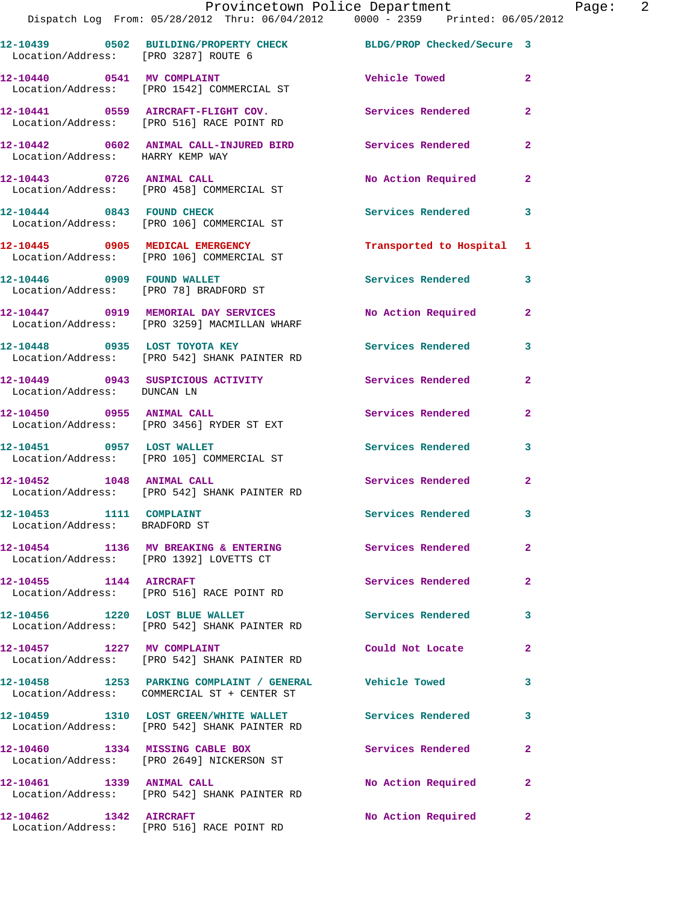12-10439 0502 BUILDING/PROPERTY CHECK BLDG/PROP Checked/Secure 3
Location/Address: [PRO 3287] ROUTE 6

12-10440 0541 MV COMPLAINT Vehicle Towed 2
Location/Address: [PRO 1542] COMMERCIAL ST

12-10441 0559 AIRCRAFT-FLIGHT COV. Services Rendered 2
Location/Address: [PRO 516] RACE POINT RD

12-10442 0602 ANIMAL CALL-INJURED BIRD Services Rendered 2
Location/Address: HARRY KEMP WAY

12-10443 0726 ANIMAL CALL No Action Required 2
Location/Address: [PRO 458] COMMERCIAL ST

12-10444 0843 FOUND CHECK Services Rendered 3
Location/Address: [PRO 106] COMMERCIAL ST

12-10445 0905 MEDICAL EMERGENCY Transported to Hospital 1
Location/Address: [PRO 106] COMMERCIAL ST

12-10446 0909 FOUND WALLET Services Rendered 3
Location/Address: [PRO 78] BRADFORD ST

12-10447 0919 MEMORIAL DAY SERVICES No Action Required 2
Location/Address: [PRO 3259] MACMILLAN WHARF

12-10448 0935 LOST TOYOTA KEY Services Rendered 3
Location/Address: [PRO 542] SHANK PAINTER RD

12-10449 0943 SUSPICIOUS ACTIVITY Services Rendered 2
Location/Address: DUNCAN LN

12-10450 0955 ANIMAL CALL Services Rendered 2
Location/Address: [PRO 3456] RYDER ST EXT

12-10451 0957 LOST WALLET Services Rendered 3
Location/Address: [PRO 105] COMMERCIAL ST

12-10452 1048 ANIMAL CALL Services Rendered 2
Location/Address: [PRO 542] SHANK PAINTER RD

12-10453 1111 COMPLAINT Services Rendered 3
Location/Address: BRADFORD ST

12-10454 1136 MV BREAKING & ENTERING Services Rendered 2
Location/Address: [PRO 1392] LOVETTS CT

12-10455 1144 AIRCRAFT Services Rendered 2
Location/Address: [PRO 516] RACE POINT RD

12-10456 1220 LOST BLUE WALLET Services Rendered 3
Location/Address: [PRO 542] SHANK PAINTER RD

12-10457 1227 MV COMPLAINT Could Not Locate 2
Location/Address: [PRO 542] SHANK PAINTER RD

12-10458 1253 PARKING COMPLAINT / GENERAL Vehicle Towed 3
Location/Address: COMMERCIAL ST + CENTER ST

12-10459 1310 LOST GREEN/WHITE WALLET Services Rendered 3
Location/Address: [PRO 542] SHANK PAINTER RD

12-10460 1334 MISSING CABLE BOX Services Rendered 2
Location/Address: [PRO 2649] NICKERSON ST

12-10461 1339 ANIMAL CALL No Action Required 2
Location/Address: [PRO 542] SHANK PAINTER RD

12-10462 1342 AIRCRAFT No Action Required 2
Location/Address: [PRO 516] RACE POINT RD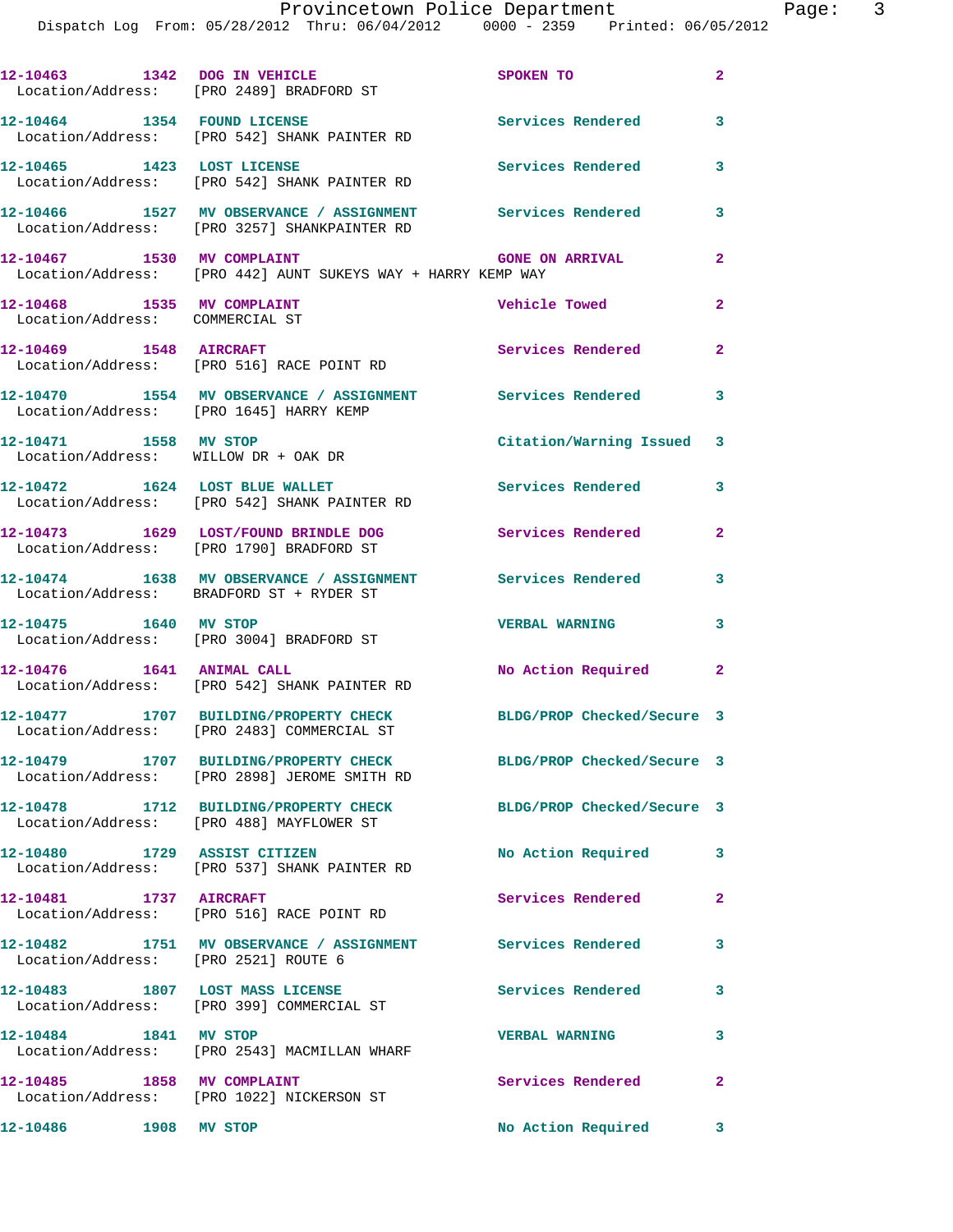| Call Number | Time | Call Reason | Action | Priority |
|---|---|---|---|---|
| 12-10463 | 1342 | DOG IN VEHICLE | SPOKEN TO | 2 |
| Location/Address: [PRO 2489] BRADFORD ST | | | | |
| 12-10464 | 1354 | FOUND LICENSE | Services Rendered | 3 |
| Location/Address: [PRO 542] SHANK PAINTER RD | | | | |
| 12-10465 | 1423 | LOST LICENSE | Services Rendered | 3 |
| Location/Address: [PRO 542] SHANK PAINTER RD | | | | |
| 12-10466 | 1527 | MV OBSERVANCE / ASSIGNMENT | Services Rendered | 3 |
| Location/Address: [PRO 3257] SHANKPAINTER RD | | | | |
| 12-10467 | 1530 | MV COMPLAINT | GONE ON ARRIVAL | 2 |
| Location/Address: [PRO 442] AUNT SUKEYS WAY + HARRY KEMP WAY | | | | |
| 12-10468 | 1535 | MV COMPLAINT | Vehicle Towed | 2 |
| Location/Address: COMMERCIAL ST | | | | |
| 12-10469 | 1548 | AIRCRAFT | Services Rendered | 2 |
| Location/Address: [PRO 516] RACE POINT RD | | | | |
| 12-10470 | 1554 | MV OBSERVANCE / ASSIGNMENT | Services Rendered | 3 |
| Location/Address: [PRO 1645] HARRY KEMP | | | | |
| 12-10471 | 1558 | MV STOP | Citation/Warning Issued | 3 |
| Location/Address: WILLOW DR + OAK DR | | | | |
| 12-10472 | 1624 | LOST BLUE WALLET | Services Rendered | 3 |
| Location/Address: [PRO 542] SHANK PAINTER RD | | | | |
| 12-10473 | 1629 | LOST/FOUND BRINDLE DOG | Services Rendered | 2 |
| Location/Address: [PRO 1790] BRADFORD ST | | | | |
| 12-10474 | 1638 | MV OBSERVANCE / ASSIGNMENT | Services Rendered | 3 |
| Location/Address: BRADFORD ST + RYDER ST | | | | |
| 12-10475 | 1640 | MV STOP | VERBAL WARNING | 3 |
| Location/Address: [PRO 3004] BRADFORD ST | | | | |
| 12-10476 | 1641 | ANIMAL CALL | No Action Required | 2 |
| Location/Address: [PRO 542] SHANK PAINTER RD | | | | |
| 12-10477 | 1707 | BUILDING/PROPERTY CHECK | BLDG/PROP Checked/Secure | 3 |
| Location/Address: [PRO 2483] COMMERCIAL ST | | | | |
| 12-10479 | 1707 | BUILDING/PROPERTY CHECK | BLDG/PROP Checked/Secure | 3 |
| Location/Address: [PRO 2898] JEROME SMITH RD | | | | |
| 12-10478 | 1712 | BUILDING/PROPERTY CHECK | BLDG/PROP Checked/Secure | 3 |
| Location/Address: [PRO 488] MAYFLOWER ST | | | | |
| 12-10480 | 1729 | ASSIST CITIZEN | No Action Required | 3 |
| Location/Address: [PRO 537] SHANK PAINTER RD | | | | |
| 12-10481 | 1737 | AIRCRAFT | Services Rendered | 2 |
| Location/Address: [PRO 516] RACE POINT RD | | | | |
| 12-10482 | 1751 | MV OBSERVANCE / ASSIGNMENT | Services Rendered | 3 |
| Location/Address: [PRO 2521] ROUTE 6 | | | | |
| 12-10483 | 1807 | LOST MASS LICENSE | Services Rendered | 3 |
| Location/Address: [PRO 399] COMMERCIAL ST | | | | |
| 12-10484 | 1841 | MV STOP | VERBAL WARNING | 3 |
| Location/Address: [PRO 2543] MACMILLAN WHARF | | | | |
| 12-10485 | 1858 | MV COMPLAINT | Services Rendered | 2 |
| Location/Address: [PRO 1022] NICKERSON ST | | | | |
| 12-10486 | 1908 | MV STOP | No Action Required | 3 |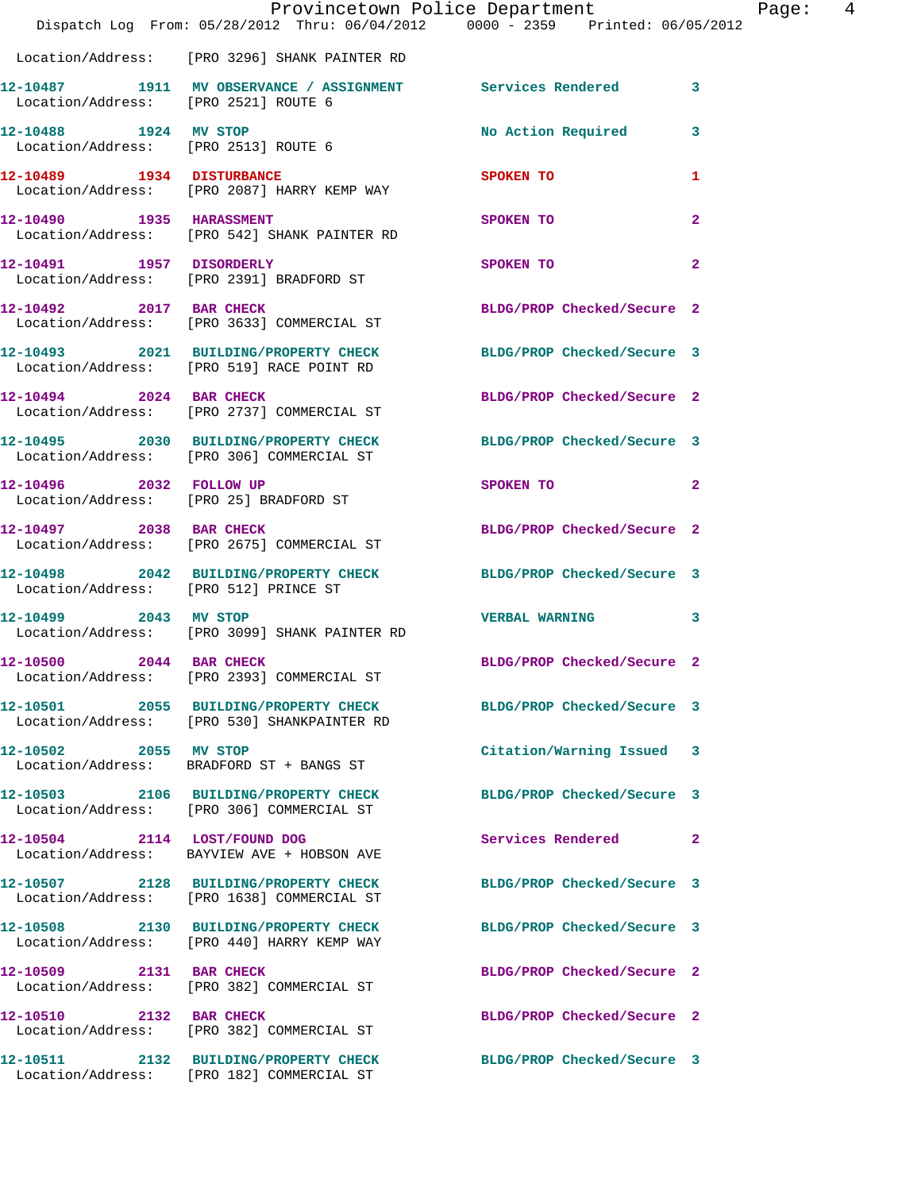Location/Address: [PRO 3296] SHANK PAINTER RD

12-10487 1911 MV OBSERVANCE / ASSIGNMENT Services Rendered 3
Location/Address: [PRO 2521] ROUTE 6

12-10488 1924 MV STOP No Action Required 3
Location/Address: [PRO 2513] ROUTE 6

12-10489 1934 DISTURBANCE SPOKEN TO 1
Location/Address: [PRO 2087] HARRY KEMP WAY

12-10490 1935 HARASSMENT SPOKEN TO 2
Location/Address: [PRO 542] SHANK PAINTER RD

12-10491 1957 DISORDERLY SPOKEN TO 2
Location/Address: [PRO 2391] BRADFORD ST

12-10492 2017 BAR CHECK BLDG/PROP Checked/Secure 2
Location/Address: [PRO 3633] COMMERCIAL ST

12-10493 2021 BUILDING/PROPERTY CHECK BLDG/PROP Checked/Secure 3
Location/Address: [PRO 519] RACE POINT RD

12-10494 2024 BAR CHECK BLDG/PROP Checked/Secure 2
Location/Address: [PRO 2737] COMMERCIAL ST

12-10495 2030 BUILDING/PROPERTY CHECK BLDG/PROP Checked/Secure 3
Location/Address: [PRO 306] COMMERCIAL ST

12-10496 2032 FOLLOW UP SPOKEN TO 2
Location/Address: [PRO 25] BRADFORD ST

12-10497 2038 BAR CHECK BLDG/PROP Checked/Secure 2
Location/Address: [PRO 2675] COMMERCIAL ST

12-10498 2042 BUILDING/PROPERTY CHECK BLDG/PROP Checked/Secure 3
Location/Address: [PRO 512] PRINCE ST

12-10499 2043 MV STOP VERBAL WARNING 3
Location/Address: [PRO 3099] SHANK PAINTER RD

12-10500 2044 BAR CHECK BLDG/PROP Checked/Secure 2
Location/Address: [PRO 2393] COMMERCIAL ST

12-10501 2055 BUILDING/PROPERTY CHECK BLDG/PROP Checked/Secure 3
Location/Address: [PRO 530] SHANKPAINTER RD

12-10502 2055 MV STOP Citation/Warning Issued 3
Location/Address: BRADFORD ST + BANGS ST

12-10503 2106 BUILDING/PROPERTY CHECK BLDG/PROP Checked/Secure 3
Location/Address: [PRO 306] COMMERCIAL ST

12-10504 2114 LOST/FOUND DOG Services Rendered 2
Location/Address: BAYVIEW AVE + HOBSON AVE

12-10507 2128 BUILDING/PROPERTY CHECK BLDG/PROP Checked/Secure 3
Location/Address: [PRO 1638] COMMERCIAL ST

12-10508 2130 BUILDING/PROPERTY CHECK BLDG/PROP Checked/Secure 3
Location/Address: [PRO 440] HARRY KEMP WAY

12-10509 2131 BAR CHECK BLDG/PROP Checked/Secure 2
Location/Address: [PRO 382] COMMERCIAL ST

12-10510 2132 BAR CHECK BLDG/PROP Checked/Secure 2
Location/Address: [PRO 382] COMMERCIAL ST

12-10511 2132 BUILDING/PROPERTY CHECK BLDG/PROP Checked/Secure 3
Location/Address: [PRO 182] COMMERCIAL ST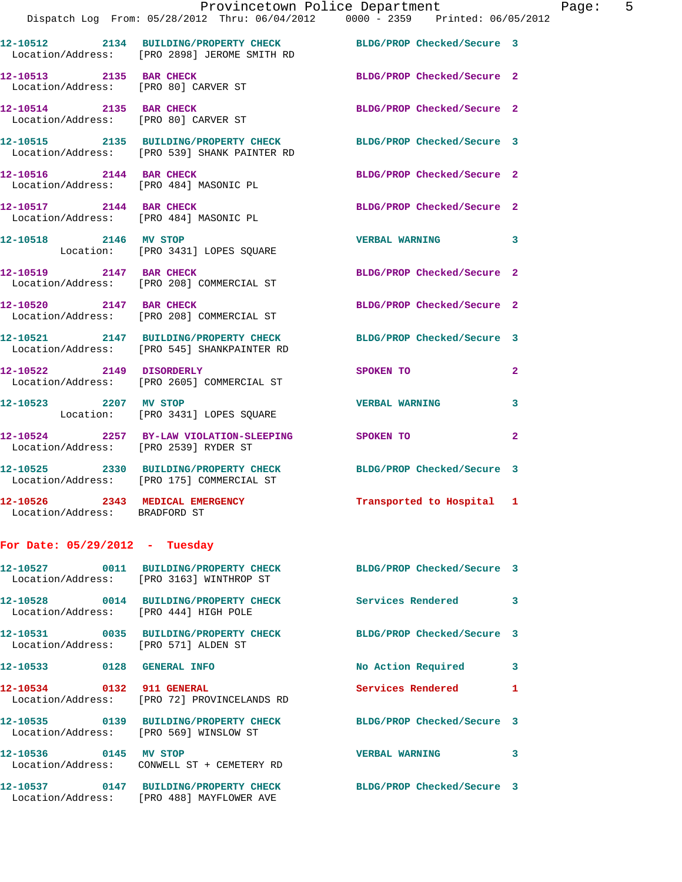12-10512 2134 **BUILDING/PROPERTY CHECK** BLDG/PROP Checked/Secure 3
Location/Address: [PRO 2898] JEROME SMITH RD

12-10513 2135 **BAR CHECK** BLDG/PROP Checked/Secure 2
Location/Address: [PRO 80] CARVER ST

12-10514 2135 **BAR CHECK** BLDG/PROP Checked/Secure 2
Location/Address: [PRO 80] CARVER ST

12-10515 2135 **BUILDING/PROPERTY CHECK** BLDG/PROP Checked/Secure 3
Location/Address: [PRO 539] SHANK PAINTER RD

12-10516 2144 **BAR CHECK** BLDG/PROP Checked/Secure 2
Location/Address: [PRO 484] MASONIC PL

12-10517 2144 **BAR CHECK** BLDG/PROP Checked/Secure 2
Location/Address: [PRO 484] MASONIC PL

12-10518 2146 **MV STOP** VERBAL WARNING 3
Location: [PRO 3431] LOPES SQUARE

12-10519 2147 **BAR CHECK** BLDG/PROP Checked/Secure 2
Location/Address: [PRO 208] COMMERCIAL ST

12-10520 2147 **BAR CHECK** BLDG/PROP Checked/Secure 2
Location/Address: [PRO 208] COMMERCIAL ST

12-10521 2147 **BUILDING/PROPERTY CHECK** BLDG/PROP Checked/Secure 3
Location/Address: [PRO 545] SHANKPAINTER RD

12-10522 2149 **DISORDERLY** SPOKEN TO 2
Location/Address: [PRO 2605] COMMERCIAL ST

12-10523 2207 **MV STOP** VERBAL WARNING 3
Location: [PRO 3431] LOPES SQUARE

12-10524 2257 **BY-LAW VIOLATION-SLEEPING** SPOKEN TO 2
Location/Address: [PRO 2539] RYDER ST

12-10525 2330 **BUILDING/PROPERTY CHECK** BLDG/PROP Checked/Secure 3
Location/Address: [PRO 175] COMMERCIAL ST

12-10526 2343 **MEDICAL EMERGENCY** Transported to Hospital 1
Location/Address: BRADFORD ST

## For Date: 05/29/2012 - Tuesday

12-10527 0011 **BUILDING/PROPERTY CHECK** BLDG/PROP Checked/Secure 3
Location/Address: [PRO 3163] WINTHROP ST

12-10528 0014 **BUILDING/PROPERTY CHECK** Services Rendered 3
Location/Address: [PRO 444] HIGH POLE

12-10531 0035 **BUILDING/PROPERTY CHECK** BLDG/PROP Checked/Secure 3
Location/Address: [PRO 571] ALDEN ST

12-10533 0128 **GENERAL INFO** No Action Required 3

12-10534 0132 **911 GENERAL** Services Rendered 1
Location/Address: [PRO 72] PROVINCELANDS RD

12-10535 0139 **BUILDING/PROPERTY CHECK** BLDG/PROP Checked/Secure 3
Location/Address: [PRO 569] WINSLOW ST

12-10536 0145 **MV STOP** VERBAL WARNING 3
Location/Address: CONWELL ST + CEMETERY RD

12-10537 0147 **BUILDING/PROPERTY CHECK** BLDG/PROP Checked/Secure 3
Location/Address: [PRO 488] MAYFLOWER AVE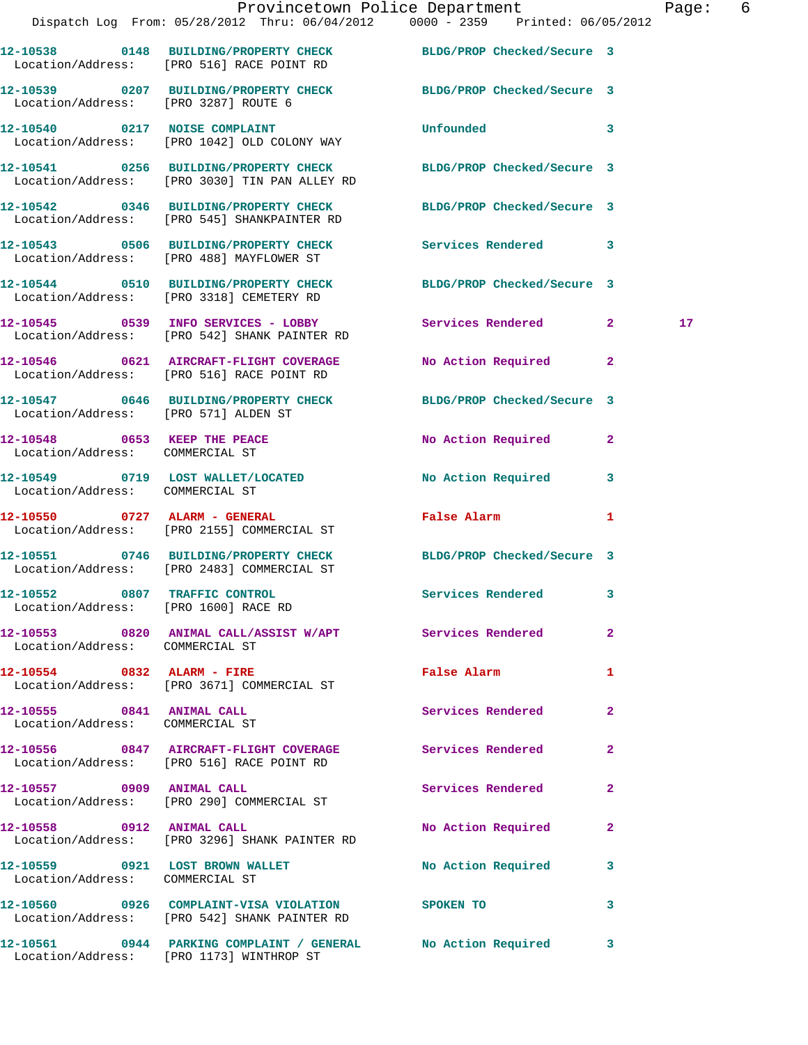| Call Number | Time | Call Reason | Action | Priority | |
|---|---|---|---|---|---|
| 12-10538 | 0148 | BUILDING/PROPERTY CHECK | BLDG/PROP Checked/Secure | 3 | |
| Location/Address: | | [PRO 516] RACE POINT RD | | | |
| 12-10539 | 0207 | BUILDING/PROPERTY CHECK | BLDG/PROP Checked/Secure | 3 | |
| Location/Address: | | [PRO 3287] ROUTE 6 | | | |
| 12-10540 | 0217 | NOISE COMPLAINT | Unfounded | 3 | |
| Location/Address: | | [PRO 1042] OLD COLONY WAY | | | |
| 12-10541 | 0256 | BUILDING/PROPERTY CHECK | BLDG/PROP Checked/Secure | 3 | |
| Location/Address: | | [PRO 3030] TIN PAN ALLEY RD | | | |
| 12-10542 | 0346 | BUILDING/PROPERTY CHECK | BLDG/PROP Checked/Secure | 3 | |
| Location/Address: | | [PRO 545] SHANKPAINTER RD | | | |
| 12-10543 | 0506 | BUILDING/PROPERTY CHECK | Services Rendered | 3 | |
| Location/Address: | | [PRO 488] MAYFLOWER ST | | | |
| 12-10544 | 0510 | BUILDING/PROPERTY CHECK | BLDG/PROP Checked/Secure | 3 | |
| Location/Address: | | [PRO 3318] CEMETERY RD | | | |
| 12-10545 | 0539 | INFO SERVICES - LOBBY | Services Rendered | 2 | 17 |
| Location/Address: | | [PRO 542] SHANK PAINTER RD | | | |
| 12-10546 | 0621 | AIRCRAFT-FLIGHT COVERAGE | No Action Required | 2 | |
| Location/Address: | | [PRO 516] RACE POINT RD | | | |
| 12-10547 | 0646 | BUILDING/PROPERTY CHECK | BLDG/PROP Checked/Secure | 3 | |
| Location/Address: | | [PRO 571] ALDEN ST | | | |
| 12-10548 | 0653 | KEEP THE PEACE | No Action Required | 2 | |
| Location/Address: | | COMMERCIAL ST | | | |
| 12-10549 | 0719 | LOST WALLET/LOCATED | No Action Required | 3 | |
| Location/Address: | | COMMERCIAL ST | | | |
| 12-10550 | 0727 | ALARM - GENERAL | False Alarm | 1 | |
| Location/Address: | | [PRO 2155] COMMERCIAL ST | | | |
| 12-10551 | 0746 | BUILDING/PROPERTY CHECK | BLDG/PROP Checked/Secure | 3 | |
| Location/Address: | | [PRO 2483] COMMERCIAL ST | | | |
| 12-10552 | 0807 | TRAFFIC CONTROL | Services Rendered | 3 | |
| Location/Address: | | [PRO 1600] RACE RD | | | |
| 12-10553 | 0820 | ANIMAL CALL/ASSIST W/APT | Services Rendered | 2 | |
| Location/Address: | | COMMERCIAL ST | | | |
| 12-10554 | 0832 | ALARM - FIRE | False Alarm | 1 | |
| Location/Address: | | [PRO 3671] COMMERCIAL ST | | | |
| 12-10555 | 0841 | ANIMAL CALL | Services Rendered | 2 | |
| Location/Address: | | COMMERCIAL ST | | | |
| 12-10556 | 0847 | AIRCRAFT-FLIGHT COVERAGE | Services Rendered | 2 | |
| Location/Address: | | [PRO 516] RACE POINT RD | | | |
| 12-10557 | 0909 | ANIMAL CALL | Services Rendered | 2 | |
| Location/Address: | | [PRO 290] COMMERCIAL ST | | | |
| 12-10558 | 0912 | ANIMAL CALL | No Action Required | 2 | |
| Location/Address: | | [PRO 3296] SHANK PAINTER RD | | | |
| 12-10559 | 0921 | LOST BROWN WALLET | No Action Required | 3 | |
| Location/Address: | | COMMERCIAL ST | | | |
| 12-10560 | 0926 | COMPLAINT-VISA VIOLATION | SPOKEN TO | 3 | |
| Location/Address: | | [PRO 542] SHANK PAINTER RD | | | |
| 12-10561 | 0944 | PARKING COMPLAINT / GENERAL | No Action Required | 3 | |
| Location/Address: | | [PRO 1173] WINTHROP ST | | | |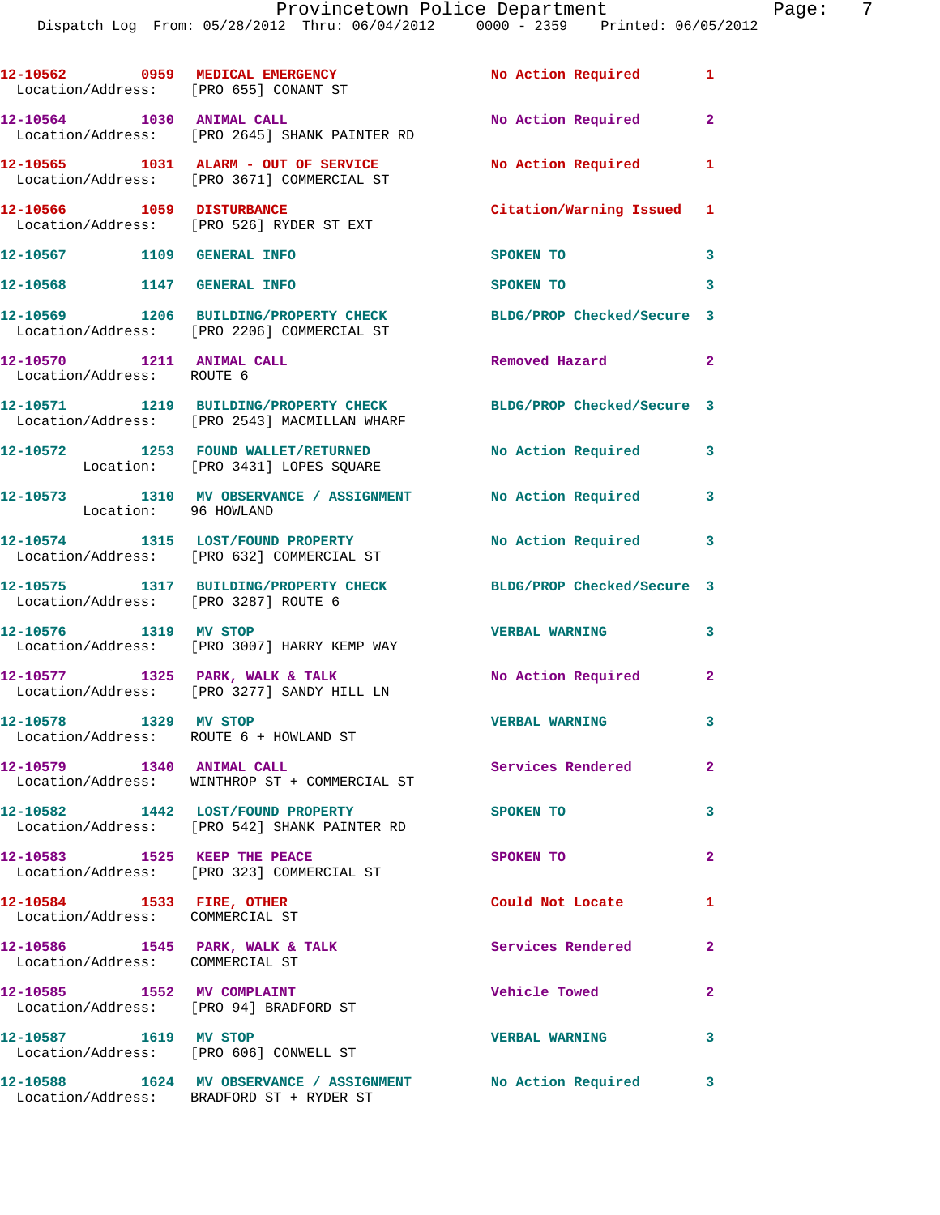| Call # | Time | Call Reason | Action | Priority |
|---|---|---|---|---|
| 12-10562 | 0959 | MEDICAL EMERGENCY | No Action Required | 1 |
| Location/Address: [PRO 655] CONANT ST | | | | |
| 12-10564 | 1030 | ANIMAL CALL | No Action Required | 2 |
| Location/Address: [PRO 2645] SHANK PAINTER RD | | | | |
| 12-10565 | 1031 | ALARM - OUT OF SERVICE | No Action Required | 1 |
| Location/Address: [PRO 3671] COMMERCIAL ST | | | | |
| 12-10566 | 1059 | DISTURBANCE | Citation/Warning Issued | 1 |
| Location/Address: [PRO 526] RYDER ST EXT | | | | |
| 12-10567 | 1109 | GENERAL INFO | SPOKEN TO | 3 |
| 12-10568 | 1147 | GENERAL INFO | SPOKEN TO | 3 |
| 12-10569 | 1206 | BUILDING/PROPERTY CHECK | BLDG/PROP Checked/Secure | 3 |
| Location/Address: [PRO 2206] COMMERCIAL ST | | | | |
| 12-10570 | 1211 | ANIMAL CALL | Removed Hazard | 2 |
| Location/Address: ROUTE 6 | | | | |
| 12-10571 | 1219 | BUILDING/PROPERTY CHECK | BLDG/PROP Checked/Secure | 3 |
| Location/Address: [PRO 2543] MACMILLAN WHARF | | | | |
| 12-10572 | 1253 | FOUND WALLET/RETURNED | No Action Required | 3 |
| Location: [PRO 3431] LOPES SQUARE | | | | |
| 12-10573 | 1310 | MV OBSERVANCE / ASSIGNMENT | No Action Required | 3 |
| Location: 96 HOWLAND | | | | |
| 12-10574 | 1315 | LOST/FOUND PROPERTY | No Action Required | 3 |
| Location/Address: [PRO 632] COMMERCIAL ST | | | | |
| 12-10575 | 1317 | BUILDING/PROPERTY CHECK | BLDG/PROP Checked/Secure | 3 |
| Location/Address: [PRO 3287] ROUTE 6 | | | | |
| 12-10576 | 1319 | MV STOP | VERBAL WARNING | 3 |
| Location/Address: [PRO 3007] HARRY KEMP WAY | | | | |
| 12-10577 | 1325 | PARK, WALK & TALK | No Action Required | 2 |
| Location/Address: [PRO 3277] SANDY HILL LN | | | | |
| 12-10578 | 1329 | MV STOP | VERBAL WARNING | 3 |
| Location/Address: ROUTE 6 + HOWLAND ST | | | | |
| 12-10579 | 1340 | ANIMAL CALL | Services Rendered | 2 |
| Location/Address: WINTHROP ST + COMMERCIAL ST | | | | |
| 12-10582 | 1442 | LOST/FOUND PROPERTY | SPOKEN TO | 3 |
| Location/Address: [PRO 542] SHANK PAINTER RD | | | | |
| 12-10583 | 1525 | KEEP THE PEACE | SPOKEN TO | 2 |
| Location/Address: [PRO 323] COMMERCIAL ST | | | | |
| 12-10584 | 1533 | FIRE, OTHER | Could Not Locate | 1 |
| Location/Address: COMMERCIAL ST | | | | |
| 12-10586 | 1545 | PARK, WALK & TALK | Services Rendered | 2 |
| Location/Address: COMMERCIAL ST | | | | |
| 12-10585 | 1552 | MV COMPLAINT | Vehicle Towed | 2 |
| Location/Address: [PRO 94] BRADFORD ST | | | | |
| 12-10587 | 1619 | MV STOP | VERBAL WARNING | 3 |
| Location/Address: [PRO 606] CONWELL ST | | | | |
| 12-10588 | 1624 | MV OBSERVANCE / ASSIGNMENT | No Action Required | 3 |
| Location/Address: BRADFORD ST + RYDER ST | | | | |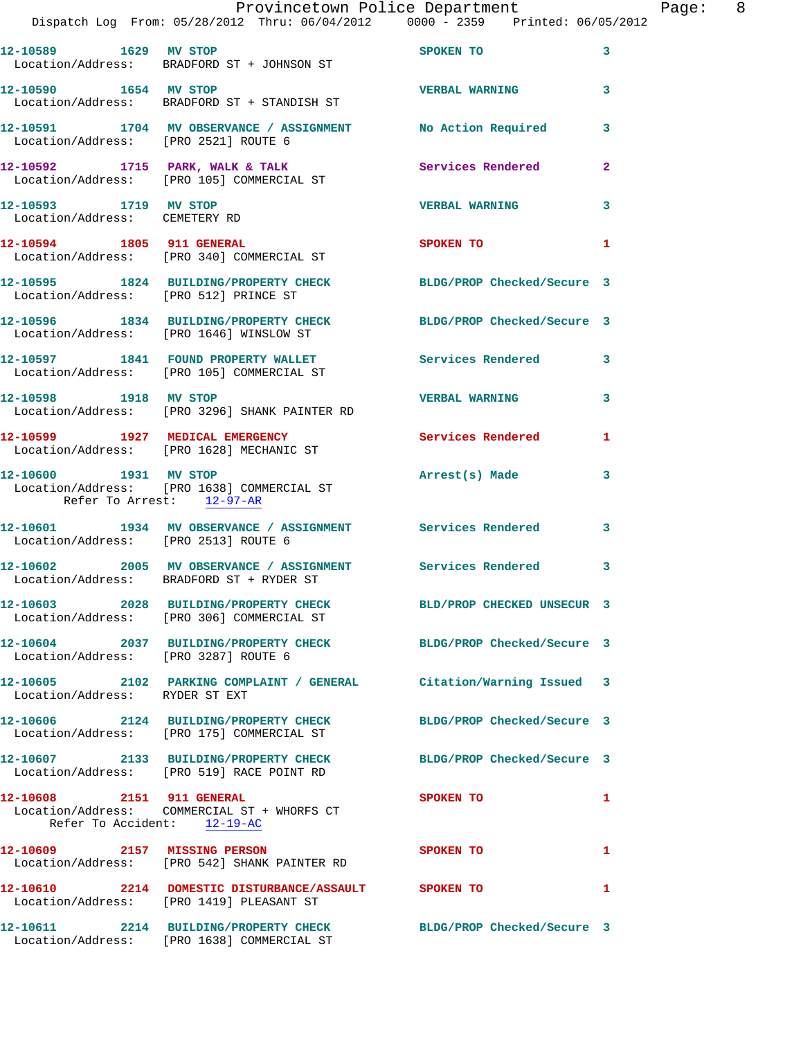12-10589 1629 MV STOP SPOKEN TO 3
Location/Address: BRADFORD ST + JOHNSON ST

12-10590 1654 MV STOP VERBAL WARNING 3
Location/Address: BRADFORD ST + STANDISH ST

12-10591 1704 MV OBSERVANCE / ASSIGNMENT No Action Required 3
Location/Address: [PRO 2521] ROUTE 6

12-10592 1715 PARK, WALK & TALK Services Rendered 2
Location/Address: [PRO 105] COMMERCIAL ST

12-10593 1719 MV STOP VERBAL WARNING 3
Location/Address: CEMETERY RD

12-10594 1805 911 GENERAL SPOKEN TO 1
Location/Address: [PRO 340] COMMERCIAL ST

12-10595 1824 BUILDING/PROPERTY CHECK BLDG/PROP Checked/Secure 3
Location/Address: [PRO 512] PRINCE ST

12-10596 1834 BUILDING/PROPERTY CHECK BLDG/PROP Checked/Secure 3
Location/Address: [PRO 1646] WINSLOW ST

12-10597 1841 FOUND PROPERTY WALLET Services Rendered 3
Location/Address: [PRO 105] COMMERCIAL ST

12-10598 1918 MV STOP VERBAL WARNING 3
Location/Address: [PRO 3296] SHANK PAINTER RD

12-10599 1927 MEDICAL EMERGENCY Services Rendered 1
Location/Address: [PRO 1628] MECHANIC ST

12-10600 1931 MV STOP Arrest(s) Made 3
Location/Address: [PRO 1638] COMMERCIAL ST
Refer To Arrest: 12-97-AR

12-10601 1934 MV OBSERVANCE / ASSIGNMENT Services Rendered 3
Location/Address: [PRO 2513] ROUTE 6

12-10602 2005 MV OBSERVANCE / ASSIGNMENT Services Rendered 3
Location/Address: BRADFORD ST + RYDER ST

12-10603 2028 BUILDING/PROPERTY CHECK BLD/PROP CHECKED UNSECUR 3
Location/Address: [PRO 306] COMMERCIAL ST

12-10604 2037 BUILDING/PROPERTY CHECK BLDG/PROP Checked/Secure 3
Location/Address: [PRO 3287] ROUTE 6

12-10605 2102 PARKING COMPLAINT / GENERAL Citation/Warning Issued 3
Location/Address: RYDER ST EXT

12-10606 2124 BUILDING/PROPERTY CHECK BLDG/PROP Checked/Secure 3
Location/Address: [PRO 175] COMMERCIAL ST

12-10607 2133 BUILDING/PROPERTY CHECK BLDG/PROP Checked/Secure 3
Location/Address: [PRO 519] RACE POINT RD

12-10608 2151 911 GENERAL SPOKEN TO 1
Location/Address: COMMERCIAL ST + WHORFS CT
Refer To Accident: 12-19-AC

12-10609 2157 MISSING PERSON SPOKEN TO 1
Location/Address: [PRO 542] SHANK PAINTER RD

12-10610 2214 DOMESTIC DISTURBANCE/ASSAULT SPOKEN TO 1
Location/Address: [PRO 1419] PLEASANT ST

12-10611 2214 BUILDING/PROPERTY CHECK BLDG/PROP Checked/Secure 3
Location/Address: [PRO 1638] COMMERCIAL ST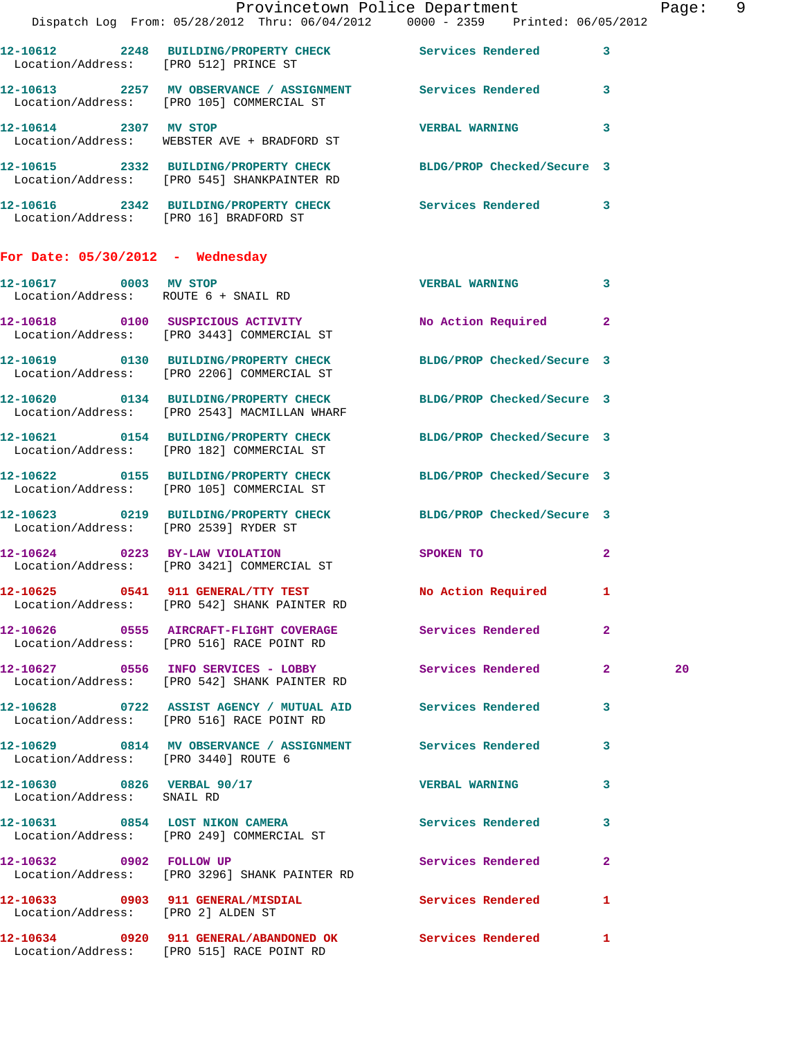12-10612 2248 BUILDING/PROPERTY CHECK Services Rendered 3
Location/Address: [PRO 512] PRINCE ST

12-10613 2257 MV OBSERVANCE / ASSIGNMENT Services Rendered 3
Location/Address: [PRO 105] COMMERCIAL ST

12-10614 2307 MV STOP VERBAL WARNING 3
Location/Address: WEBSTER AVE + BRADFORD ST

12-10615 2332 BUILDING/PROPERTY CHECK BLDG/PROP Checked/Secure 3
Location/Address: [PRO 545] SHANKPAINTER RD

12-10616 2342 BUILDING/PROPERTY CHECK Services Rendered 3
Location/Address: [PRO 16] BRADFORD ST

**For Date: 05/30/2012 - Wednesday**

12-10617 0003 MV STOP VERBAL WARNING 3
Location/Address: ROUTE 6 + SNAIL RD

12-10618 0100 SUSPICIOUS ACTIVITY No Action Required 2
Location/Address: [PRO 3443] COMMERCIAL ST

12-10619 0130 BUILDING/PROPERTY CHECK BLDG/PROP Checked/Secure 3
Location/Address: [PRO 2206] COMMERCIAL ST

12-10620 0134 BUILDING/PROPERTY CHECK BLDG/PROP Checked/Secure 3
Location/Address: [PRO 2543] MACMILLAN WHARF

12-10621 0154 BUILDING/PROPERTY CHECK BLDG/PROP Checked/Secure 3
Location/Address: [PRO 182] COMMERCIAL ST

12-10622 0155 BUILDING/PROPERTY CHECK BLDG/PROP Checked/Secure 3
Location/Address: [PRO 105] COMMERCIAL ST

12-10623 0219 BUILDING/PROPERTY CHECK BLDG/PROP Checked/Secure 3
Location/Address: [PRO 2539] RYDER ST

12-10624 0223 BY-LAW VIOLATION SPOKEN TO 2
Location/Address: [PRO 3421] COMMERCIAL ST

12-10625 0541 911 GENERAL/TTY TEST No Action Required 1
Location/Address: [PRO 542] SHANK PAINTER RD

12-10626 0555 AIRCRAFT-FLIGHT COVERAGE Services Rendered 2
Location/Address: [PRO 516] RACE POINT RD

12-10627 0556 INFO SERVICES - LOBBY Services Rendered 2 20
Location/Address: [PRO 542] SHANK PAINTER RD

12-10628 0722 ASSIST AGENCY / MUTUAL AID Services Rendered 3
Location/Address: [PRO 516] RACE POINT RD

12-10629 0814 MV OBSERVANCE / ASSIGNMENT Services Rendered 3
Location/Address: [PRO 3440] ROUTE 6

12-10630 0826 VERBAL 90/17 VERBAL WARNING 3
Location/Address: SNAIL RD

12-10631 0854 LOST NIKON CAMERA Services Rendered 3
Location/Address: [PRO 249] COMMERCIAL ST

12-10632 0902 FOLLOW UP Services Rendered 2
Location/Address: [PRO 3296] SHANK PAINTER RD

12-10633 0903 911 GENERAL/MISDIAL Services Rendered 1
Location/Address: [PRO 2] ALDEN ST

12-10634 0920 911 GENERAL/ABANDONED OK Services Rendered 1
Location/Address: [PRO 515] RACE POINT RD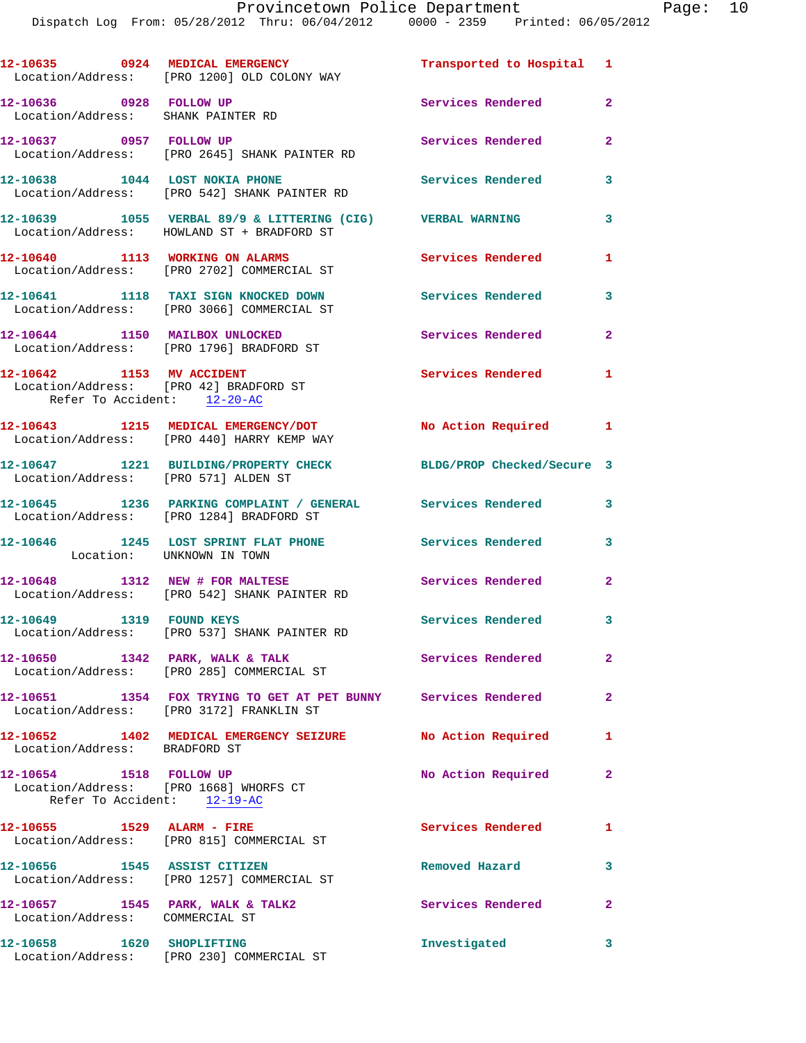| Call # | Time | Call Reason | Action | Priority |
|---|---|---|---|---|
| 12-10635 | 0924 | MEDICAL EMERGENCY | Transported to Hospital | 1 |
| | | Location/Address: [PRO 1200] OLD COLONY WAY | | |
| 12-10636 | 0928 | FOLLOW UP | Services Rendered | 2 |
| | | Location/Address: SHANK PAINTER RD | | |
| 12-10637 | 0957 | FOLLOW UP | Services Rendered | 2 |
| | | Location/Address: [PRO 2645] SHANK PAINTER RD | | |
| 12-10638 | 1044 | LOST NOKIA PHONE | Services Rendered | 3 |
| | | Location/Address: [PRO 542] SHANK PAINTER RD | | |
| 12-10639 | 1055 | VERBAL 89/9 & LITTERING (CIG) | VERBAL WARNING | 3 |
| | | Location/Address: HOWLAND ST + BRADFORD ST | | |
| 12-10640 | 1113 | WORKING ON ALARMS | Services Rendered | 1 |
| | | Location/Address: [PRO 2702] COMMERCIAL ST | | |
| 12-10641 | 1118 | TAXI SIGN KNOCKED DOWN | Services Rendered | 3 |
| | | Location/Address: [PRO 3066] COMMERCIAL ST | | |
| 12-10644 | 1150 | MAILBOX UNLOCKED | Services Rendered | 2 |
| | | Location/Address: [PRO 1796] BRADFORD ST | | |
| 12-10642 | 1153 | MV ACCIDENT | Services Rendered | 1 |
| | | Location/Address: [PRO 42] BRADFORD ST; Refer To Accident: 12-20-AC | | |
| 12-10643 | 1215 | MEDICAL EMERGENCY/DOT | No Action Required | 1 |
| | | Location/Address: [PRO 440] HARRY KEMP WAY | | |
| 12-10647 | 1221 | BUILDING/PROPERTY CHECK | BLDG/PROP Checked/Secure | 3 |
| | | Location/Address: [PRO 571] ALDEN ST | | |
| 12-10645 | 1236 | PARKING COMPLAINT / GENERAL | Services Rendered | 3 |
| | | Location/Address: [PRO 1284] BRADFORD ST | | |
| 12-10646 | 1245 | LOST SPRINT FLAT PHONE | Services Rendered | 3 |
| | | Location: UNKNOWN IN TOWN | | |
| 12-10648 | 1312 | NEW # FOR MALTESE | Services Rendered | 2 |
| | | Location/Address: [PRO 542] SHANK PAINTER RD | | |
| 12-10649 | 1319 | FOUND KEYS | Services Rendered | 3 |
| | | Location/Address: [PRO 537] SHANK PAINTER RD | | |
| 12-10650 | 1342 | PARK, WALK & TALK | Services Rendered | 2 |
| | | Location/Address: [PRO 285] COMMERCIAL ST | | |
| 12-10651 | 1354 | FOX TRYING TO GET AT PET BUNNY | Services Rendered | 2 |
| | | Location/Address: [PRO 3172] FRANKLIN ST | | |
| 12-10652 | 1402 | MEDICAL EMERGENCY SEIZURE | No Action Required | 1 |
| | | Location/Address: BRADFORD ST | | |
| 12-10654 | 1518 | FOLLOW UP | No Action Required | 2 |
| | | Location/Address: [PRO 1668] WHORFS CT; Refer To Accident: 12-19-AC | | |
| 12-10655 | 1529 | ALARM - FIRE | Services Rendered | 1 |
| | | Location/Address: [PRO 815] COMMERCIAL ST | | |
| 12-10656 | 1545 | ASSIST CITIZEN | Removed Hazard | 3 |
| | | Location/Address: [PRO 1257] COMMERCIAL ST | | |
| 12-10657 | 1545 | PARK, WALK & TALK2 | Services Rendered | 2 |
| | | Location/Address: COMMERCIAL ST | | |
| 12-10658 | 1620 | SHOPLIFTING | Investigated | 3 |
| | | Location/Address: [PRO 230] COMMERCIAL ST | | |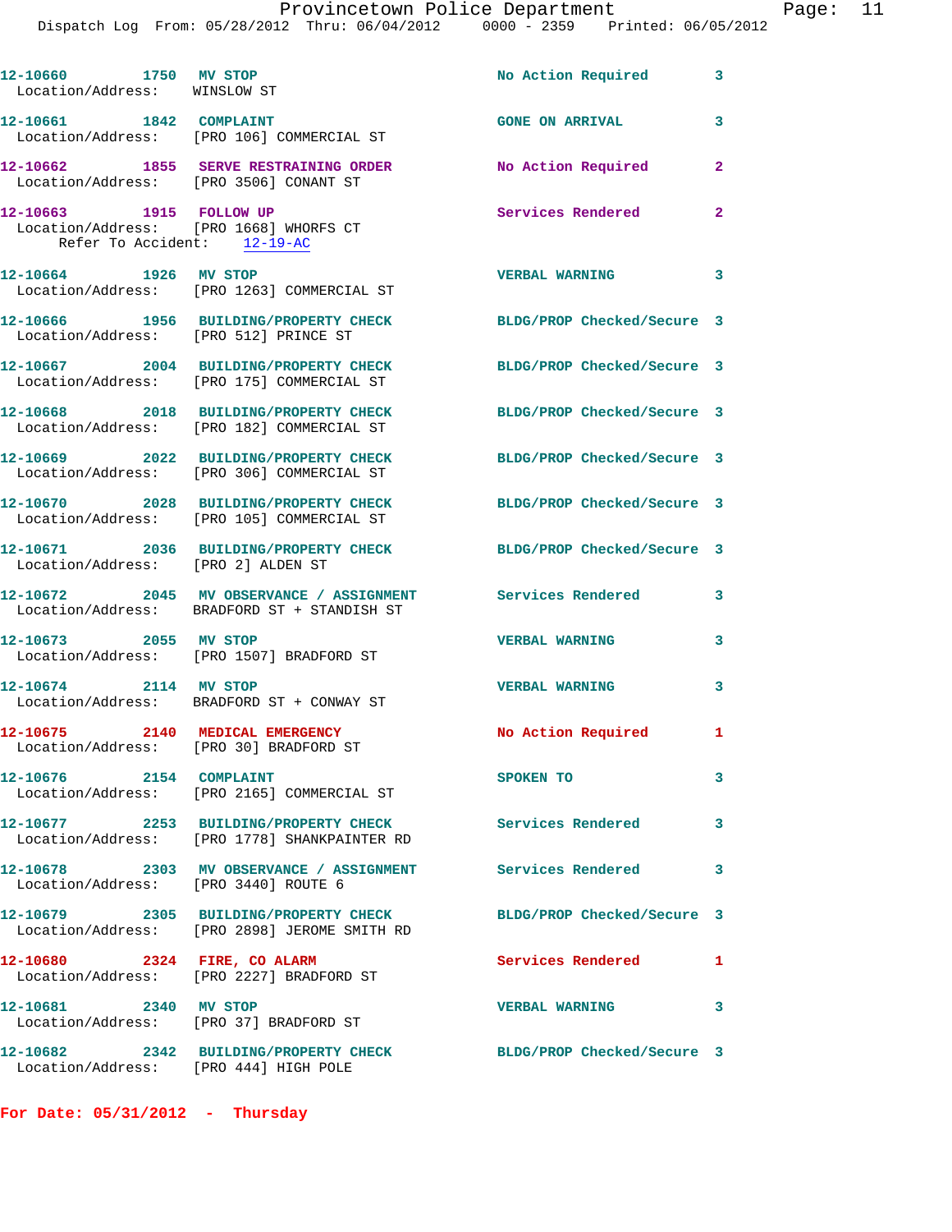12-10660 1750 MV STOP No Action Required 3
Location/Address: WINSLOW ST

12-10661 1842 COMPLAINT GONE ON ARRIVAL 3
Location/Address: [PRO 106] COMMERCIAL ST

12-10662 1855 SERVE RESTRAINING ORDER No Action Required 2
Location/Address: [PRO 3506] CONANT ST

12-10663 1915 FOLLOW UP Services Rendered 2
Location/Address: [PRO 1668] WHORFS CT
Refer To Accident: 12-19-AC

12-10664 1926 MV STOP VERBAL WARNING 3
Location/Address: [PRO 1263] COMMERCIAL ST

12-10666 1956 BUILDING/PROPERTY CHECK BLDG/PROP Checked/Secure 3
Location/Address: [PRO 512] PRINCE ST

12-10667 2004 BUILDING/PROPERTY CHECK BLDG/PROP Checked/Secure 3
Location/Address: [PRO 175] COMMERCIAL ST

12-10668 2018 BUILDING/PROPERTY CHECK BLDG/PROP Checked/Secure 3
Location/Address: [PRO 182] COMMERCIAL ST

12-10669 2022 BUILDING/PROPERTY CHECK BLDG/PROP Checked/Secure 3
Location/Address: [PRO 306] COMMERCIAL ST

12-10670 2028 BUILDING/PROPERTY CHECK BLDG/PROP Checked/Secure 3
Location/Address: [PRO 105] COMMERCIAL ST

12-10671 2036 BUILDING/PROPERTY CHECK BLDG/PROP Checked/Secure 3
Location/Address: [PRO 2] ALDEN ST

12-10672 2045 MV OBSERVANCE / ASSIGNMENT Services Rendered 3
Location/Address: BRADFORD ST + STANDISH ST

12-10673 2055 MV STOP VERBAL WARNING 3
Location/Address: [PRO 1507] BRADFORD ST

12-10674 2114 MV STOP VERBAL WARNING 3
Location/Address: BRADFORD ST + CONWAY ST

12-10675 2140 MEDICAL EMERGENCY No Action Required 1
Location/Address: [PRO 30] BRADFORD ST

12-10676 2154 COMPLAINT SPOKEN TO 3
Location/Address: [PRO 2165] COMMERCIAL ST

12-10677 2253 BUILDING/PROPERTY CHECK Services Rendered 3
Location/Address: [PRO 1778] SHANKPAINTER RD

12-10678 2303 MV OBSERVANCE / ASSIGNMENT Services Rendered 3
Location/Address: [PRO 3440] ROUTE 6

12-10679 2305 BUILDING/PROPERTY CHECK BLDG/PROP Checked/Secure 3
Location/Address: [PRO 2898] JEROME SMITH RD

12-10680 2324 FIRE, CO ALARM Services Rendered 1
Location/Address: [PRO 2227] BRADFORD ST

12-10681 2340 MV STOP VERBAL WARNING 3
Location/Address: [PRO 37] BRADFORD ST

12-10682 2342 BUILDING/PROPERTY CHECK BLDG/PROP Checked/Secure 3
Location/Address: [PRO 444] HIGH POLE

**For Date: 05/31/2012 - Thursday**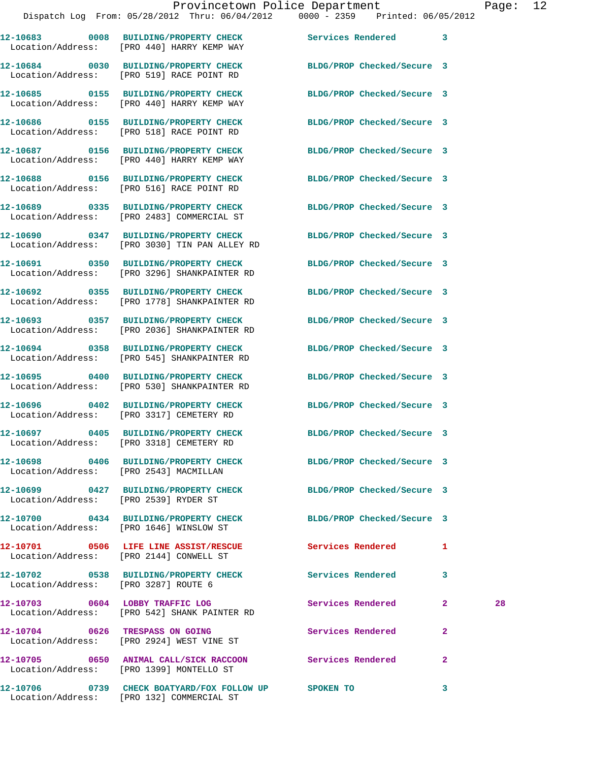12-10683 0008 BUILDING/PROPERTY CHECK Services Rendered 3
Location/Address: [PRO 440] HARRY KEMP WAY

12-10684 0030 BUILDING/PROPERTY CHECK BLDG/PROP Checked/Secure 3
Location/Address: [PRO 519] RACE POINT RD

12-10685 0155 BUILDING/PROPERTY CHECK BLDG/PROP Checked/Secure 3
Location/Address: [PRO 440] HARRY KEMP WAY

12-10686 0155 BUILDING/PROPERTY CHECK BLDG/PROP Checked/Secure 3
Location/Address: [PRO 518] RACE POINT RD

12-10687 0156 BUILDING/PROPERTY CHECK BLDG/PROP Checked/Secure 3
Location/Address: [PRO 440] HARRY KEMP WAY

12-10688 0156 BUILDING/PROPERTY CHECK BLDG/PROP Checked/Secure 3
Location/Address: [PRO 516] RACE POINT RD

12-10689 0335 BUILDING/PROPERTY CHECK BLDG/PROP Checked/Secure 3
Location/Address: [PRO 2483] COMMERCIAL ST

12-10690 0347 BUILDING/PROPERTY CHECK BLDG/PROP Checked/Secure 3
Location/Address: [PRO 3030] TIN PAN ALLEY RD

12-10691 0350 BUILDING/PROPERTY CHECK BLDG/PROP Checked/Secure 3
Location/Address: [PRO 3296] SHANKPAINTER RD

12-10692 0355 BUILDING/PROPERTY CHECK BLDG/PROP Checked/Secure 3
Location/Address: [PRO 1778] SHANKPAINTER RD

12-10693 0357 BUILDING/PROPERTY CHECK BLDG/PROP Checked/Secure 3
Location/Address: [PRO 2036] SHANKPAINTER RD

12-10694 0358 BUILDING/PROPERTY CHECK BLDG/PROP Checked/Secure 3
Location/Address: [PRO 545] SHANKPAINTER RD

12-10695 0400 BUILDING/PROPERTY CHECK BLDG/PROP Checked/Secure 3
Location/Address: [PRO 530] SHANKPAINTER RD

12-10696 0402 BUILDING/PROPERTY CHECK BLDG/PROP Checked/Secure 3
Location/Address: [PRO 3317] CEMETERY RD

12-10697 0405 BUILDING/PROPERTY CHECK BLDG/PROP Checked/Secure 3
Location/Address: [PRO 3318] CEMETERY RD

12-10698 0406 BUILDING/PROPERTY CHECK BLDG/PROP Checked/Secure 3
Location/Address: [PRO 2543] MACMILLAN

12-10699 0427 BUILDING/PROPERTY CHECK BLDG/PROP Checked/Secure 3
Location/Address: [PRO 2539] RYDER ST

12-10700 0434 BUILDING/PROPERTY CHECK BLDG/PROP Checked/Secure 3
Location/Address: [PRO 1646] WINSLOW ST

12-10701 0506 LIFE LINE ASSIST/RESCUE Services Rendered 1
Location/Address: [PRO 2144] CONWELL ST

12-10702 0538 BUILDING/PROPERTY CHECK Services Rendered 3
Location/Address: [PRO 3287] ROUTE 6

12-10703 0604 LOBBY TRAFFIC LOG Services Rendered 2 28
Location/Address: [PRO 542] SHANK PAINTER RD

12-10704 0626 TRESPASS ON GOING Services Rendered 2
Location/Address: [PRO 2924] WEST VINE ST

12-10705 0650 ANIMAL CALL/SICK RACCOON Services Rendered 2
Location/Address: [PRO 1399] MONTELLO ST

12-10706 0739 CHECK BOATYARD/FOX FOLLOW UP SPOKEN TO 3
Location/Address: [PRO 132] COMMERCIAL ST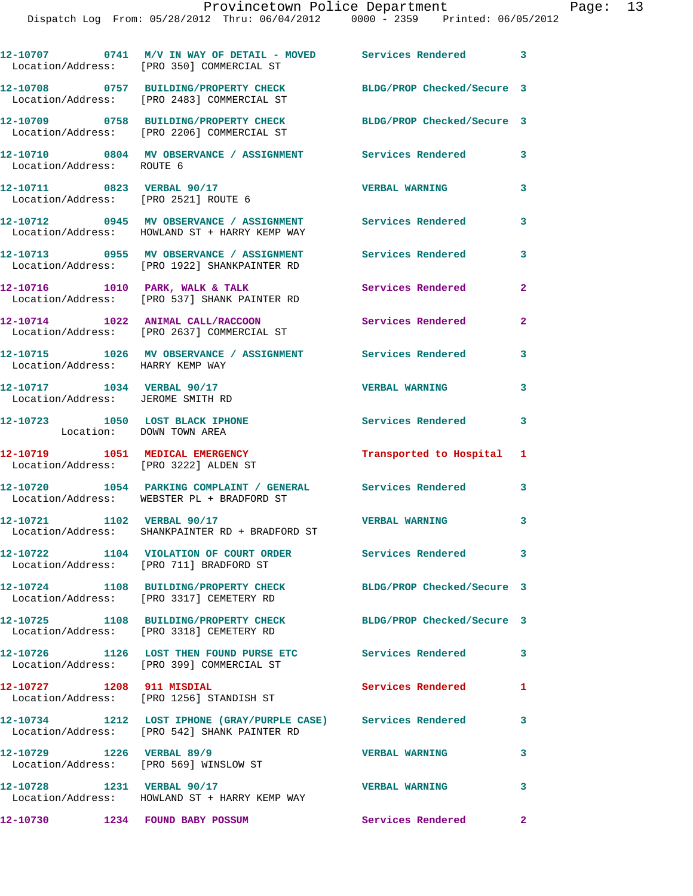| Call Number | Time | Call Reason | Action | Priority |
|---|---|---|---|---|
| 12-10707 | 0741 | M/V IN WAY OF DETAIL - MOVED | Services Rendered | 3 |
| Location/Address: | [PRO 350] COMMERCIAL ST | | | |
| 12-10708 | 0757 | BUILDING/PROPERTY CHECK | BLDG/PROP Checked/Secure | 3 |
| Location/Address: | [PRO 2483] COMMERCIAL ST | | | |
| 12-10709 | 0758 | BUILDING/PROPERTY CHECK | BLDG/PROP Checked/Secure | 3 |
| Location/Address: | [PRO 2206] COMMERCIAL ST | | | |
| 12-10710 | 0804 | MV OBSERVANCE / ASSIGNMENT | Services Rendered | 3 |
| Location/Address: | ROUTE 6 | | | |
| 12-10711 | 0823 | VERBAL 90/17 | VERBAL WARNING | 3 |
| Location/Address: | [PRO 2521] ROUTE 6 | | | |
| 12-10712 | 0945 | MV OBSERVANCE / ASSIGNMENT | Services Rendered | 3 |
| Location/Address: | HOWLAND ST + HARRY KEMP WAY | | | |
| 12-10713 | 0955 | MV OBSERVANCE / ASSIGNMENT | Services Rendered | 3 |
| Location/Address: | [PRO 1922] SHANKPAINTER RD | | | |
| 12-10716 | 1010 | PARK, WALK & TALK | Services Rendered | 2 |
| Location/Address: | [PRO 537] SHANK PAINTER RD | | | |
| 12-10714 | 1022 | ANIMAL CALL/RACCOON | Services Rendered | 2 |
| Location/Address: | [PRO 2637] COMMERCIAL ST | | | |
| 12-10715 | 1026 | MV OBSERVANCE / ASSIGNMENT | Services Rendered | 3 |
| Location/Address: | HARRY KEMP WAY | | | |
| 12-10717 | 1034 | VERBAL 90/17 | VERBAL WARNING | 3 |
| Location/Address: | JEROME SMITH RD | | | |
| 12-10723 | 1050 | LOST BLACK IPHONE | Services Rendered | 3 |
| Location: | DOWN TOWN AREA | | | |
| 12-10719 | 1051 | MEDICAL EMERGENCY | Transported to Hospital | 1 |
| Location/Address: | [PRO 3222] ALDEN ST | | | |
| 12-10720 | 1054 | PARKING COMPLAINT / GENERAL | Services Rendered | 3 |
| Location/Address: | WEBSTER PL + BRADFORD ST | | | |
| 12-10721 | 1102 | VERBAL 90/17 | VERBAL WARNING | 3 |
| Location/Address: | SHANKPAINTER RD + BRADFORD ST | | | |
| 12-10722 | 1104 | VIOLATION OF COURT ORDER | Services Rendered | 3 |
| Location/Address: | [PRO 711] BRADFORD ST | | | |
| 12-10724 | 1108 | BUILDING/PROPERTY CHECK | BLDG/PROP Checked/Secure | 3 |
| Location/Address: | [PRO 3317] CEMETERY RD | | | |
| 12-10725 | 1108 | BUILDING/PROPERTY CHECK | BLDG/PROP Checked/Secure | 3 |
| Location/Address: | [PRO 3318] CEMETERY RD | | | |
| 12-10726 | 1126 | LOST THEN FOUND PURSE ETC | Services Rendered | 3 |
| Location/Address: | [PRO 399] COMMERCIAL ST | | | |
| 12-10727 | 1208 | 911 MISDIAL | Services Rendered | 1 |
| Location/Address: | [PRO 1256] STANDISH ST | | | |
| 12-10734 | 1212 | LOST IPHONE (GRAY/PURPLE CASE) | Services Rendered | 3 |
| Location/Address: | [PRO 542] SHANK PAINTER RD | | | |
| 12-10729 | 1226 | VERBAL 89/9 | VERBAL WARNING | 3 |
| Location/Address: | [PRO 569] WINSLOW ST | | | |
| 12-10728 | 1231 | VERBAL 90/17 | VERBAL WARNING | 3 |
| Location/Address: | HOWLAND ST + HARRY KEMP WAY | | | |
| 12-10730 | 1234 | FOUND BABY POSSUM | Services Rendered | 2 |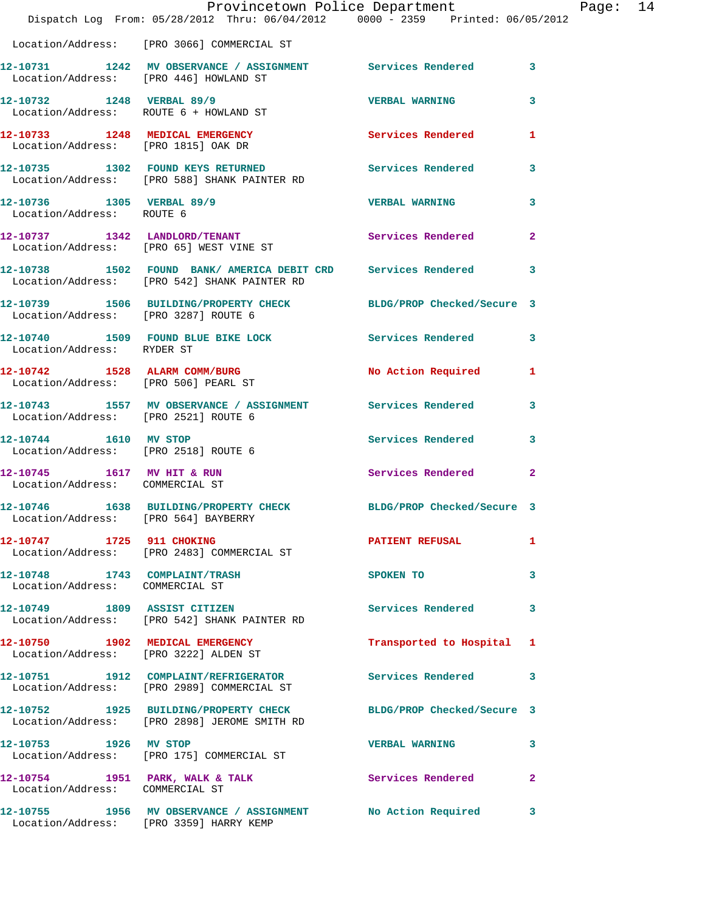Location/Address: [PRO 3066] COMMERCIAL ST

| Call # | Time | Call Type | Disposition | Priority |
|---|---|---|---|---|
| 12-10731 | 1242 | MV OBSERVANCE / ASSIGNMENT | Services Rendered | 3 |
| Location/Address: | | [PRO 446] HOWLAND ST | | |
| 12-10732 | 1248 | VERBAL 89/9 | VERBAL WARNING | 3 |
| Location/Address: | | ROUTE 6 + HOWLAND ST | | |
| 12-10733 | 1248 | MEDICAL EMERGENCY | Services Rendered | 1 |
| Location/Address: | | [PRO 1815] OAK DR | | |
| 12-10735 | 1302 | FOUND KEYS RETURNED | Services Rendered | 3 |
| Location/Address: | | [PRO 588] SHANK PAINTER RD | | |
| 12-10736 | 1305 | VERBAL 89/9 | VERBAL WARNING | 3 |
| Location/Address: | | ROUTE 6 | | |
| 12-10737 | 1342 | LANDLORD/TENANT | Services Rendered | 2 |
| Location/Address: | | [PRO 65] WEST VINE ST | | |
| 12-10738 | 1502 | FOUND BANK/ AMERICA DEBIT CRD | Services Rendered | 3 |
| Location/Address: | | [PRO 542] SHANK PAINTER RD | | |
| 12-10739 | 1506 | BUILDING/PROPERTY CHECK | BLDG/PROP Checked/Secure | 3 |
| Location/Address: | | [PRO 3287] ROUTE 6 | | |
| 12-10740 | 1509 | FOUND BLUE BIKE LOCK | Services Rendered | 3 |
| Location/Address: | | RYDER ST | | |
| 12-10742 | 1528 | ALARM COMM/BURG | No Action Required | 1 |
| Location/Address: | | [PRO 506] PEARL ST | | |
| 12-10743 | 1557 | MV OBSERVANCE / ASSIGNMENT | Services Rendered | 3 |
| Location/Address: | | [PRO 2521] ROUTE 6 | | |
| 12-10744 | 1610 | MV STOP | Services Rendered | 3 |
| Location/Address: | | [PRO 2518] ROUTE 6 | | |
| 12-10745 | 1617 | MV HIT & RUN | Services Rendered | 2 |
| Location/Address: | | COMMERCIAL ST | | |
| 12-10746 | 1638 | BUILDING/PROPERTY CHECK | BLDG/PROP Checked/Secure | 3 |
| Location/Address: | | [PRO 564] BAYBERRY | | |
| 12-10747 | 1725 | 911 CHOKING | PATIENT REFUSAL | 1 |
| Location/Address: | | [PRO 2483] COMMERCIAL ST | | |
| 12-10748 | 1743 | COMPLAINT/TRASH | SPOKEN TO | 3 |
| Location/Address: | | COMMERCIAL ST | | |
| 12-10749 | 1809 | ASSIST CITIZEN | Services Rendered | 3 |
| Location/Address: | | [PRO 542] SHANK PAINTER RD | | |
| 12-10750 | 1902 | MEDICAL EMERGENCY | Transported to Hospital | 1 |
| Location/Address: | | [PRO 3222] ALDEN ST | | |
| 12-10751 | 1912 | COMPLAINT/REFRIGERATOR | Services Rendered | 3 |
| Location/Address: | | [PRO 2989] COMMERCIAL ST | | |
| 12-10752 | 1925 | BUILDING/PROPERTY CHECK | BLDG/PROP Checked/Secure | 3 |
| Location/Address: | | [PRO 2898] JEROME SMITH RD | | |
| 12-10753 | 1926 | MV STOP | VERBAL WARNING | 3 |
| Location/Address: | | [PRO 175] COMMERCIAL ST | | |
| 12-10754 | 1951 | PARK, WALK & TALK | Services Rendered | 2 |
| Location/Address: | | COMMERCIAL ST | | |
| 12-10755 | 1956 | MV OBSERVANCE / ASSIGNMENT | No Action Required | 3 |
| Location/Address: | | [PRO 3359] HARRY KEMP | | |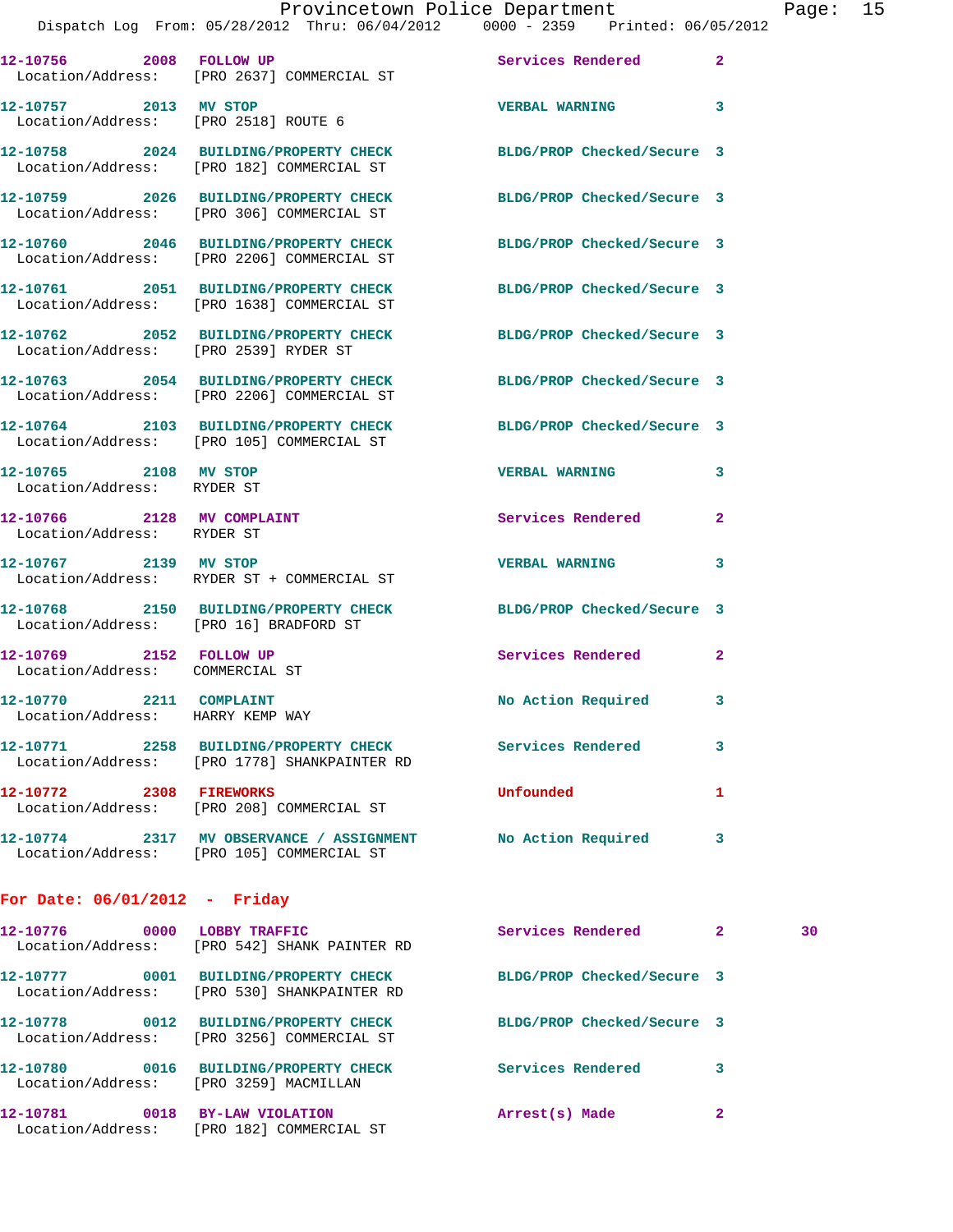12-10756 2008 FOLLOW UP Services Rendered 2
 Location/Address: [PRO 2637] COMMERCIAL ST

12-10757 2013 MV STOP VERBAL WARNING 3
 Location/Address: [PRO 2518] ROUTE 6

12-10758 2024 BUILDING/PROPERTY CHECK BLDG/PROP Checked/Secure 3
 Location/Address: [PRO 182] COMMERCIAL ST

12-10759 2026 BUILDING/PROPERTY CHECK BLDG/PROP Checked/Secure 3
 Location/Address: [PRO 306] COMMERCIAL ST

12-10760 2046 BUILDING/PROPERTY CHECK BLDG/PROP Checked/Secure 3
 Location/Address: [PRO 2206] COMMERCIAL ST

12-10761 2051 BUILDING/PROPERTY CHECK BLDG/PROP Checked/Secure 3
 Location/Address: [PRO 1638] COMMERCIAL ST

12-10762 2052 BUILDING/PROPERTY CHECK BLDG/PROP Checked/Secure 3
 Location/Address: [PRO 2539] RYDER ST

12-10763 2054 BUILDING/PROPERTY CHECK BLDG/PROP Checked/Secure 3
 Location/Address: [PRO 2206] COMMERCIAL ST

12-10764 2103 BUILDING/PROPERTY CHECK BLDG/PROP Checked/Secure 3
 Location/Address: [PRO 105] COMMERCIAL ST

12-10765 2108 MV STOP VERBAL WARNING 3
 Location/Address: RYDER ST

12-10766 2128 MV COMPLAINT Services Rendered 2
 Location/Address: RYDER ST

12-10767 2139 MV STOP VERBAL WARNING 3
 Location/Address: RYDER ST + COMMERCIAL ST

12-10768 2150 BUILDING/PROPERTY CHECK BLDG/PROP Checked/Secure 3
 Location/Address: [PRO 16] BRADFORD ST

12-10769 2152 FOLLOW UP Services Rendered 2
 Location/Address: COMMERCIAL ST

12-10770 2211 COMPLAINT No Action Required 3
 Location/Address: HARRY KEMP WAY

12-10771 2258 BUILDING/PROPERTY CHECK Services Rendered 3
 Location/Address: [PRO 1778] SHANKPAINTER RD

12-10772 2308 FIREWORKS Unfounded 1
 Location/Address: [PRO 208] COMMERCIAL ST

12-10774 2317 MV OBSERVANCE / ASSIGNMENT No Action Required 3
 Location/Address: [PRO 105] COMMERCIAL ST

**For Date: 06/01/2012 - Friday**

12-10776 0000 LOBBY TRAFFIC Services Rendered 2 30
 Location/Address: [PRO 542] SHANK PAINTER RD

12-10777 0001 BUILDING/PROPERTY CHECK BLDG/PROP Checked/Secure 3
 Location/Address: [PRO 530] SHANKPAINTER RD

12-10778 0012 BUILDING/PROPERTY CHECK BLDG/PROP Checked/Secure 3
 Location/Address: [PRO 3256] COMMERCIAL ST

12-10780 0016 BUILDING/PROPERTY CHECK Services Rendered 3
 Location/Address: [PRO 3259] MACMILLAN

12-10781 0018 BY-LAW VIOLATION Arrest(s) Made 2
 Location/Address: [PRO 182] COMMERCIAL ST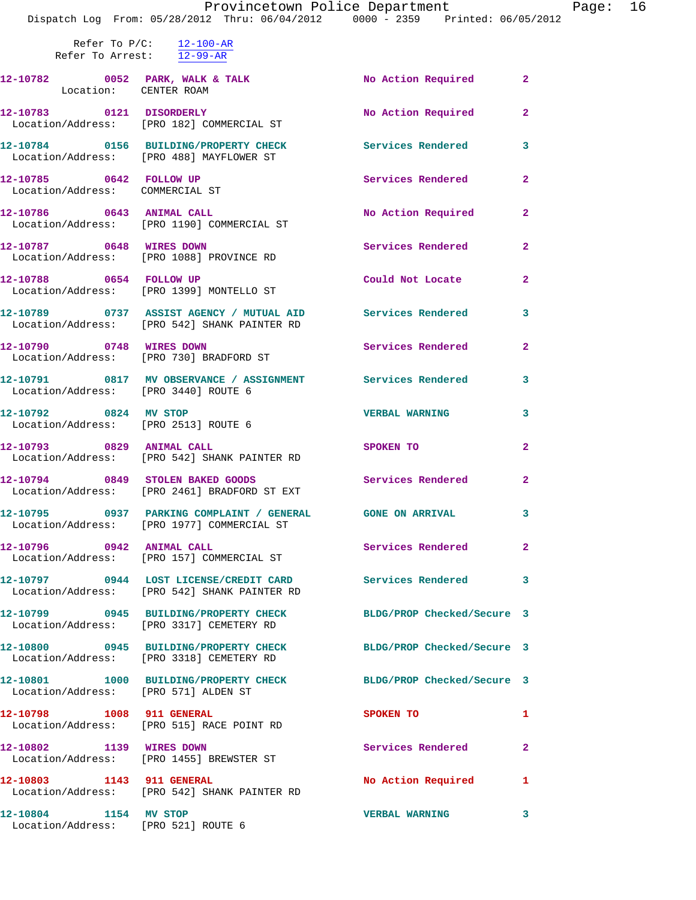Refer To P/C: 12-100-AR
Refer To Arrest: 12-99-AR

12-10782 0052 PARK, WALK & TALK No Action Required 2
Location: CENTER ROAM

12-10783 0121 DISORDERLY No Action Required 2
Location/Address: [PRO 182] COMMERCIAL ST

12-10784 0156 BUILDING/PROPERTY CHECK Services Rendered 3
Location/Address: [PRO 488] MAYFLOWER ST

12-10785 0642 FOLLOW UP Services Rendered 2
Location/Address: COMMERCIAL ST

12-10786 0643 ANIMAL CALL No Action Required 2
Location/Address: [PRO 1190] COMMERCIAL ST

12-10787 0648 WIRES DOWN Services Rendered 2
Location/Address: [PRO 1088] PROVINCE RD

12-10788 0654 FOLLOW UP Could Not Locate 2
Location/Address: [PRO 1399] MONTELLO ST

12-10789 0737 ASSIST AGENCY / MUTUAL AID Services Rendered 3
Location/Address: [PRO 542] SHANK PAINTER RD

12-10790 0748 WIRES DOWN Services Rendered 2
Location/Address: [PRO 730] BRADFORD ST

12-10791 0817 MV OBSERVANCE / ASSIGNMENT Services Rendered 3
Location/Address: [PRO 3440] ROUTE 6

12-10792 0824 MV STOP VERBAL WARNING 3
Location/Address: [PRO 2513] ROUTE 6

12-10793 0829 ANIMAL CALL SPOKEN TO 2
Location/Address: [PRO 542] SHANK PAINTER RD

12-10794 0849 STOLEN BAKED GOODS Services Rendered 2
Location/Address: [PRO 2461] BRADFORD ST EXT

12-10795 0937 PARKING COMPLAINT / GENERAL GONE ON ARRIVAL 3
Location/Address: [PRO 1977] COMMERCIAL ST

12-10796 0942 ANIMAL CALL Services Rendered 2
Location/Address: [PRO 157] COMMERCIAL ST

12-10797 0944 LOST LICENSE/CREDIT CARD Services Rendered 3
Location/Address: [PRO 542] SHANK PAINTER RD

12-10799 0945 BUILDING/PROPERTY CHECK BLDG/PROP Checked/Secure 3
Location/Address: [PRO 3317] CEMETERY RD

12-10800 0945 BUILDING/PROPERTY CHECK BLDG/PROP Checked/Secure 3
Location/Address: [PRO 3318] CEMETERY RD

12-10801 1000 BUILDING/PROPERTY CHECK BLDG/PROP Checked/Secure 3
Location/Address: [PRO 571] ALDEN ST

12-10798 1008 911 GENERAL SPOKEN TO 1
Location/Address: [PRO 515] RACE POINT RD

12-10802 1139 WIRES DOWN Services Rendered 2
Location/Address: [PRO 1455] BREWSTER ST

12-10803 1143 911 GENERAL No Action Required 1
Location/Address: [PRO 542] SHANK PAINTER RD

12-10804 1154 MV STOP VERBAL WARNING 3
Location/Address: [PRO 521] ROUTE 6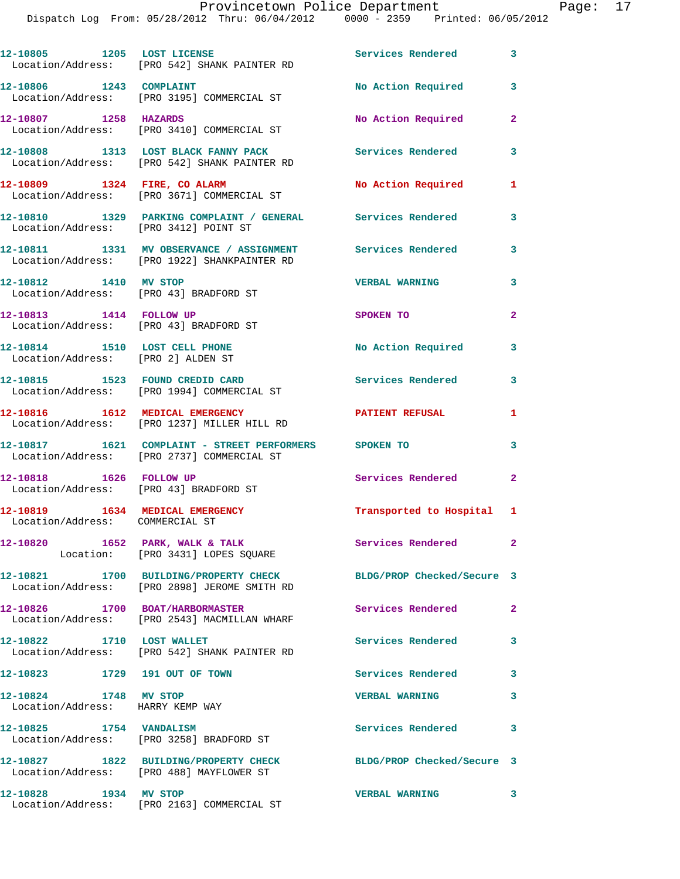12-10805 1205 LOST LICENSE Services Rendered 3
Location/Address: [PRO 542] SHANK PAINTER RD

12-10806 1243 COMPLAINT No Action Required 3
Location/Address: [PRO 3195] COMMERCIAL ST

12-10807 1258 HAZARDS No Action Required 2
Location/Address: [PRO 3410] COMMERCIAL ST

12-10808 1313 LOST BLACK FANNY PACK Services Rendered 3
Location/Address: [PRO 542] SHANK PAINTER RD

12-10809 1324 FIRE, CO ALARM No Action Required 1
Location/Address: [PRO 3671] COMMERCIAL ST

12-10810 1329 PARKING COMPLAINT / GENERAL Services Rendered 3
Location/Address: [PRO 3412] POINT ST

12-10811 1331 MV OBSERVANCE / ASSIGNMENT Services Rendered 3
Location/Address: [PRO 1922] SHANKPAINTER RD

12-10812 1410 MV STOP VERBAL WARNING 3
Location/Address: [PRO 43] BRADFORD ST

12-10813 1414 FOLLOW UP SPOKEN TO 2
Location/Address: [PRO 43] BRADFORD ST

12-10814 1510 LOST CELL PHONE No Action Required 3
Location/Address: [PRO 2] ALDEN ST

12-10815 1523 FOUND CREDID CARD Services Rendered 3
Location/Address: [PRO 1994] COMMERCIAL ST

12-10816 1612 MEDICAL EMERGENCY PATIENT REFUSAL 1
Location/Address: [PRO 1237] MILLER HILL RD

12-10817 1621 COMPLAINT - STREET PERFORMERS SPOKEN TO 3
Location/Address: [PRO 2737] COMMERCIAL ST

12-10818 1626 FOLLOW UP Services Rendered 2
Location/Address: [PRO 43] BRADFORD ST

12-10819 1634 MEDICAL EMERGENCY Transported to Hospital 1
Location/Address: COMMERCIAL ST

12-10820 1652 PARK, WALK & TALK Services Rendered 2
Location: [PRO 3431] LOPES SQUARE

12-10821 1700 BUILDING/PROPERTY CHECK BLDG/PROP Checked/Secure 3
Location/Address: [PRO 2898] JEROME SMITH RD

12-10826 1700 BOAT/HARBORMASTER Services Rendered 2
Location/Address: [PRO 2543] MACMILLAN WHARF

12-10822 1710 LOST WALLET Services Rendered 3
Location/Address: [PRO 542] SHANK PAINTER RD

12-10823 1729 191 OUT OF TOWN Services Rendered 3

12-10824 1748 MV STOP VERBAL WARNING 3
Location/Address: HARRY KEMP WAY

12-10825 1754 VANDALISM Services Rendered 3
Location/Address: [PRO 3258] BRADFORD ST

12-10827 1822 BUILDING/PROPERTY CHECK BLDG/PROP Checked/Secure 3
Location/Address: [PRO 488] MAYFLOWER ST

12-10828 1934 MV STOP VERBAL WARNING 3
Location/Address: [PRO 2163] COMMERCIAL ST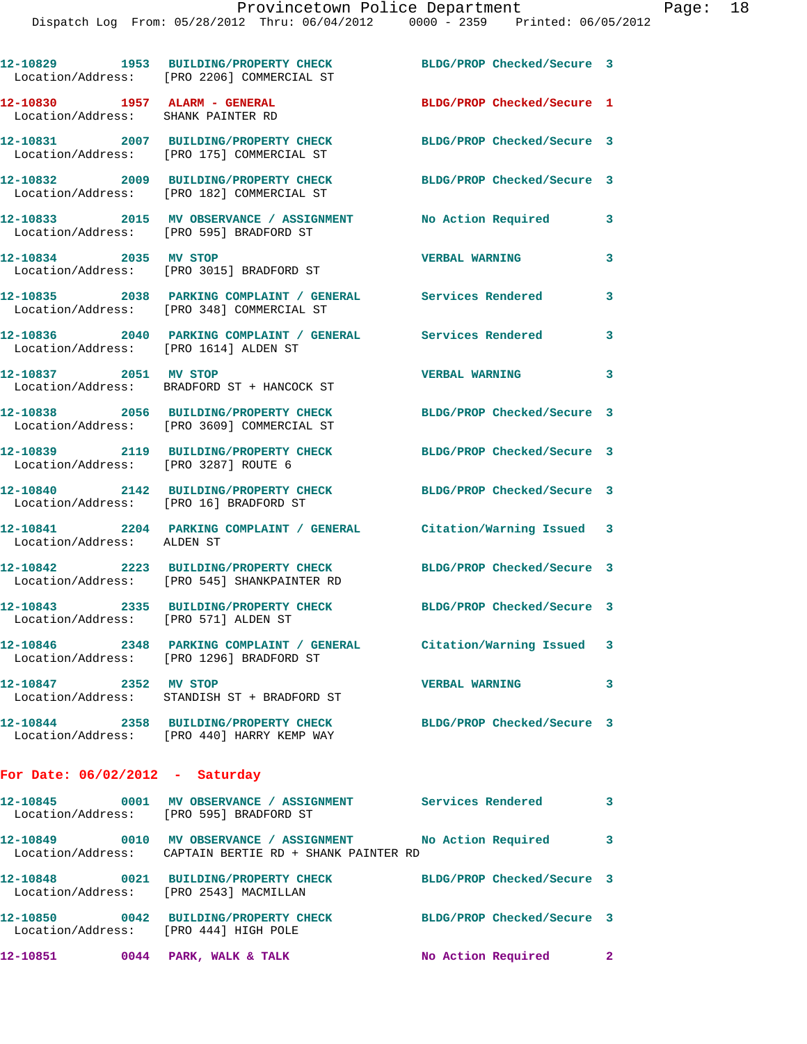```
12-10829        1953  BUILDING/PROPERTY CHECK           BLDG/PROP Checked/Secure  3
  Location/Address:    [PRO 2206] COMMERCIAL ST

12-10830        1957  ALARM - GENERAL                   BLDG/PROP Checked/Secure  1
  Location/Address:    SHANK PAINTER RD

12-10831        2007  BUILDING/PROPERTY CHECK           BLDG/PROP Checked/Secure  3
  Location/Address:    [PRO 175] COMMERCIAL ST

12-10832        2009  BUILDING/PROPERTY CHECK           BLDG/PROP Checked/Secure  3
  Location/Address:    [PRO 182] COMMERCIAL ST

12-10833        2015  MV OBSERVANCE / ASSIGNMENT        No Action Required        3
  Location/Address:    [PRO 595] BRADFORD ST

12-10834        2035  MV STOP                           VERBAL WARNING            3
  Location/Address:    [PRO 3015] BRADFORD ST

12-10835        2038  PARKING COMPLAINT / GENERAL       Services Rendered         3
  Location/Address:    [PRO 348] COMMERCIAL ST

12-10836        2040  PARKING COMPLAINT / GENERAL       Services Rendered         3
  Location/Address:    [PRO 1614] ALDEN ST

12-10837        2051  MV STOP                           VERBAL WARNING            3
  Location/Address:    BRADFORD ST + HANCOCK ST

12-10838        2056  BUILDING/PROPERTY CHECK           BLDG/PROP Checked/Secure  3
  Location/Address:    [PRO 3609] COMMERCIAL ST

12-10839        2119  BUILDING/PROPERTY CHECK           BLDG/PROP Checked/Secure  3
  Location/Address:    [PRO 3287] ROUTE 6

12-10840        2142  BUILDING/PROPERTY CHECK           BLDG/PROP Checked/Secure  3
  Location/Address:    [PRO 16] BRADFORD ST

12-10841        2204  PARKING COMPLAINT / GENERAL       Citation/Warning Issued   3
  Location/Address:    ALDEN ST

12-10842        2223  BUILDING/PROPERTY CHECK           BLDG/PROP Checked/Secure  3
  Location/Address:    [PRO 545] SHANKPAINTER RD

12-10843        2335  BUILDING/PROPERTY CHECK           BLDG/PROP Checked/Secure  3
  Location/Address:    [PRO 571] ALDEN ST

12-10846        2348  PARKING COMPLAINT / GENERAL       Citation/Warning Issued   3
  Location/Address:    [PRO 1296] BRADFORD ST

12-10847        2352  MV STOP                           VERBAL WARNING            3
  Location/Address:    STANDISH ST + BRADFORD ST

12-10844        2358  BUILDING/PROPERTY CHECK           BLDG/PROP Checked/Secure  3
  Location/Address:    [PRO 440] HARRY KEMP WAY
```

**For Date: 06/02/2012 - Saturday**

```
12-10845        0001  MV OBSERVANCE / ASSIGNMENT        Services Rendered         3
  Location/Address:    [PRO 595] BRADFORD ST

12-10849        0010  MV OBSERVANCE / ASSIGNMENT        No Action Required        3
  Location/Address:    CAPTAIN BERTIE RD + SHANK PAINTER RD

12-10848        0021  BUILDING/PROPERTY CHECK           BLDG/PROP Checked/Secure  3
  Location/Address:    [PRO 2543] MACMILLAN

12-10850        0042  BUILDING/PROPERTY CHECK           BLDG/PROP Checked/Secure  3
  Location/Address:    [PRO 444] HIGH POLE

12-10851        0044  PARK, WALK & TALK                 No Action Required        2
```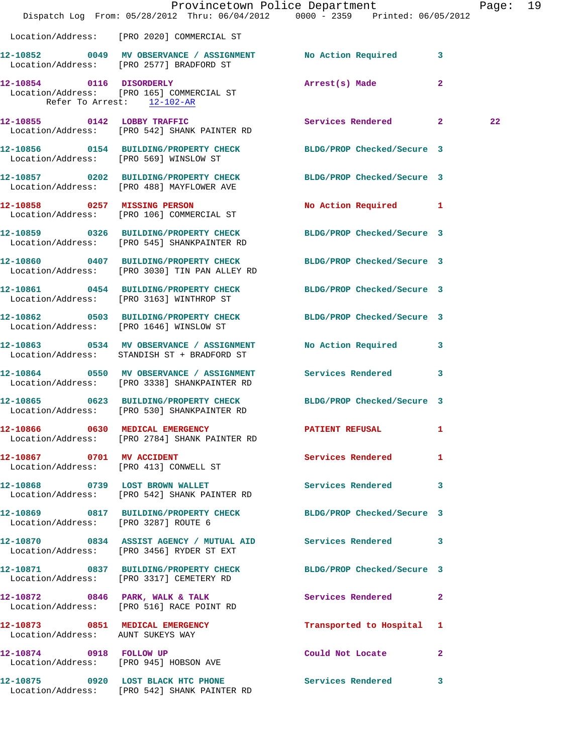Location/Address: [PRO 2020] COMMERCIAL ST

12-10852 0049 MV OBSERVANCE / ASSIGNMENT No Action Required 3
Location/Address: [PRO 2577] BRADFORD ST

12-10854 0116 DISORDERLY Arrest(s) Made 2
Location/Address: [PRO 165] COMMERCIAL ST
Refer To Arrest: 12-102-AR

12-10855 0142 LOBBY TRAFFIC Services Rendered 2 22
Location/Address: [PRO 542] SHANK PAINTER RD

12-10856 0154 BUILDING/PROPERTY CHECK BLDG/PROP Checked/Secure 3
Location/Address: [PRO 569] WINSLOW ST

12-10857 0202 BUILDING/PROPERTY CHECK BLDG/PROP Checked/Secure 3
Location/Address: [PRO 488] MAYFLOWER AVE

12-10858 0257 MISSING PERSON No Action Required 1
Location/Address: [PRO 106] COMMERCIAL ST

12-10859 0326 BUILDING/PROPERTY CHECK BLDG/PROP Checked/Secure 3
Location/Address: [PRO 545] SHANKPAINTER RD

12-10860 0407 BUILDING/PROPERTY CHECK BLDG/PROP Checked/Secure 3
Location/Address: [PRO 3030] TIN PAN ALLEY RD

12-10861 0454 BUILDING/PROPERTY CHECK BLDG/PROP Checked/Secure 3
Location/Address: [PRO 3163] WINTHROP ST

12-10862 0503 BUILDING/PROPERTY CHECK BLDG/PROP Checked/Secure 3
Location/Address: [PRO 1646] WINSLOW ST

12-10863 0534 MV OBSERVANCE / ASSIGNMENT No Action Required 3
Location/Address: STANDISH ST + BRADFORD ST

12-10864 0550 MV OBSERVANCE / ASSIGNMENT Services Rendered 3
Location/Address: [PRO 3338] SHANKPAINTER RD

12-10865 0623 BUILDING/PROPERTY CHECK BLDG/PROP Checked/Secure 3
Location/Address: [PRO 530] SHANKPAINTER RD

12-10866 0630 MEDICAL EMERGENCY PATIENT REFUSAL 1
Location/Address: [PRO 2784] SHANK PAINTER RD

12-10867 0701 MV ACCIDENT Services Rendered 1
Location/Address: [PRO 413] CONWELL ST

12-10868 0739 LOST BROWN WALLET Services Rendered 3
Location/Address: [PRO 542] SHANK PAINTER RD

12-10869 0817 BUILDING/PROPERTY CHECK BLDG/PROP Checked/Secure 3
Location/Address: [PRO 3287] ROUTE 6

12-10870 0834 ASSIST AGENCY / MUTUAL AID Services Rendered 3
Location/Address: [PRO 3456] RYDER ST EXT

12-10871 0837 BUILDING/PROPERTY CHECK BLDG/PROP Checked/Secure 3
Location/Address: [PRO 3317] CEMETERY RD

12-10872 0846 PARK, WALK & TALK Services Rendered 2
Location/Address: [PRO 516] RACE POINT RD

12-10873 0851 MEDICAL EMERGENCY Transported to Hospital 1
Location/Address: AUNT SUKEYS WAY

12-10874 0918 FOLLOW UP Could Not Locate 2
Location/Address: [PRO 945] HOBSON AVE

12-10875 0920 LOST BLACK HTC PHONE Services Rendered 3
Location/Address: [PRO 542] SHANK PAINTER RD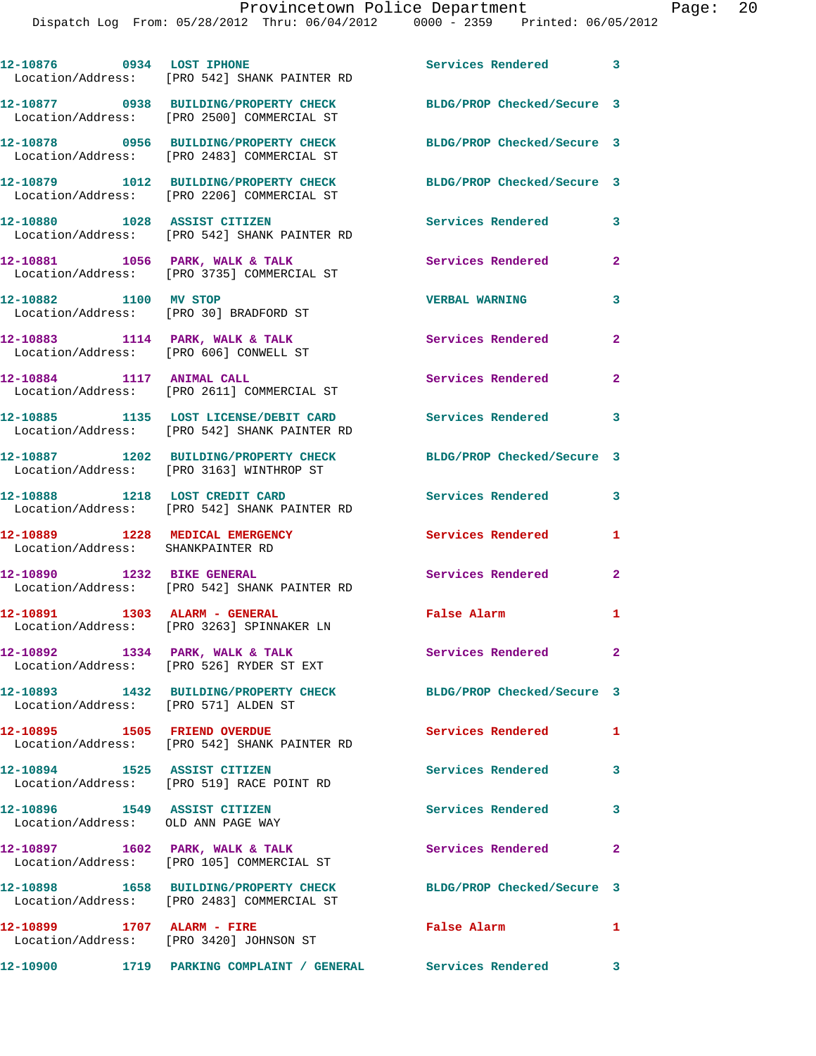12-10876 0934 LOST IPHONE Services Rendered 3
Location/Address: [PRO 542] SHANK PAINTER RD

12-10877 0938 BUILDING/PROPERTY CHECK BLDG/PROP Checked/Secure 3
Location/Address: [PRO 2500] COMMERCIAL ST

12-10878 0956 BUILDING/PROPERTY CHECK BLDG/PROP Checked/Secure 3
Location/Address: [PRO 2483] COMMERCIAL ST

12-10879 1012 BUILDING/PROPERTY CHECK BLDG/PROP Checked/Secure 3
Location/Address: [PRO 2206] COMMERCIAL ST

12-10880 1028 ASSIST CITIZEN Services Rendered 3
Location/Address: [PRO 542] SHANK PAINTER RD

12-10881 1056 PARK, WALK & TALK Services Rendered 2
Location/Address: [PRO 3735] COMMERCIAL ST

12-10882 1100 MV STOP VERBAL WARNING 3
Location/Address: [PRO 30] BRADFORD ST

12-10883 1114 PARK, WALK & TALK Services Rendered 2
Location/Address: [PRO 606] CONWELL ST

12-10884 1117 ANIMAL CALL Services Rendered 2
Location/Address: [PRO 2611] COMMERCIAL ST

12-10885 1135 LOST LICENSE/DEBIT CARD Services Rendered 3
Location/Address: [PRO 542] SHANK PAINTER RD

12-10887 1202 BUILDING/PROPERTY CHECK BLDG/PROP Checked/Secure 3
Location/Address: [PRO 3163] WINTHROP ST

12-10888 1218 LOST CREDIT CARD Services Rendered 3
Location/Address: [PRO 542] SHANK PAINTER RD

12-10889 1228 MEDICAL EMERGENCY Services Rendered 1
Location/Address: SHANKPAINTER RD

12-10890 1232 BIKE GENERAL Services Rendered 2
Location/Address: [PRO 542] SHANK PAINTER RD

12-10891 1303 ALARM - GENERAL False Alarm 1
Location/Address: [PRO 3263] SPINNAKER LN

12-10892 1334 PARK, WALK & TALK Services Rendered 2
Location/Address: [PRO 526] RYDER ST EXT

12-10893 1432 BUILDING/PROPERTY CHECK BLDG/PROP Checked/Secure 3
Location/Address: [PRO 571] ALDEN ST

12-10895 1505 FRIEND OVERDUE Services Rendered 1
Location/Address: [PRO 542] SHANK PAINTER RD

12-10894 1525 ASSIST CITIZEN Services Rendered 3
Location/Address: [PRO 519] RACE POINT RD

12-10896 1549 ASSIST CITIZEN Services Rendered 3
Location/Address: OLD ANN PAGE WAY

12-10897 1602 PARK, WALK & TALK Services Rendered 2
Location/Address: [PRO 105] COMMERCIAL ST

12-10898 1658 BUILDING/PROPERTY CHECK BLDG/PROP Checked/Secure 3
Location/Address: [PRO 2483] COMMERCIAL ST

12-10899 1707 ALARM - FIRE False Alarm 1
Location/Address: [PRO 3420] JOHNSON ST

12-10900 1719 PARKING COMPLAINT / GENERAL Services Rendered 3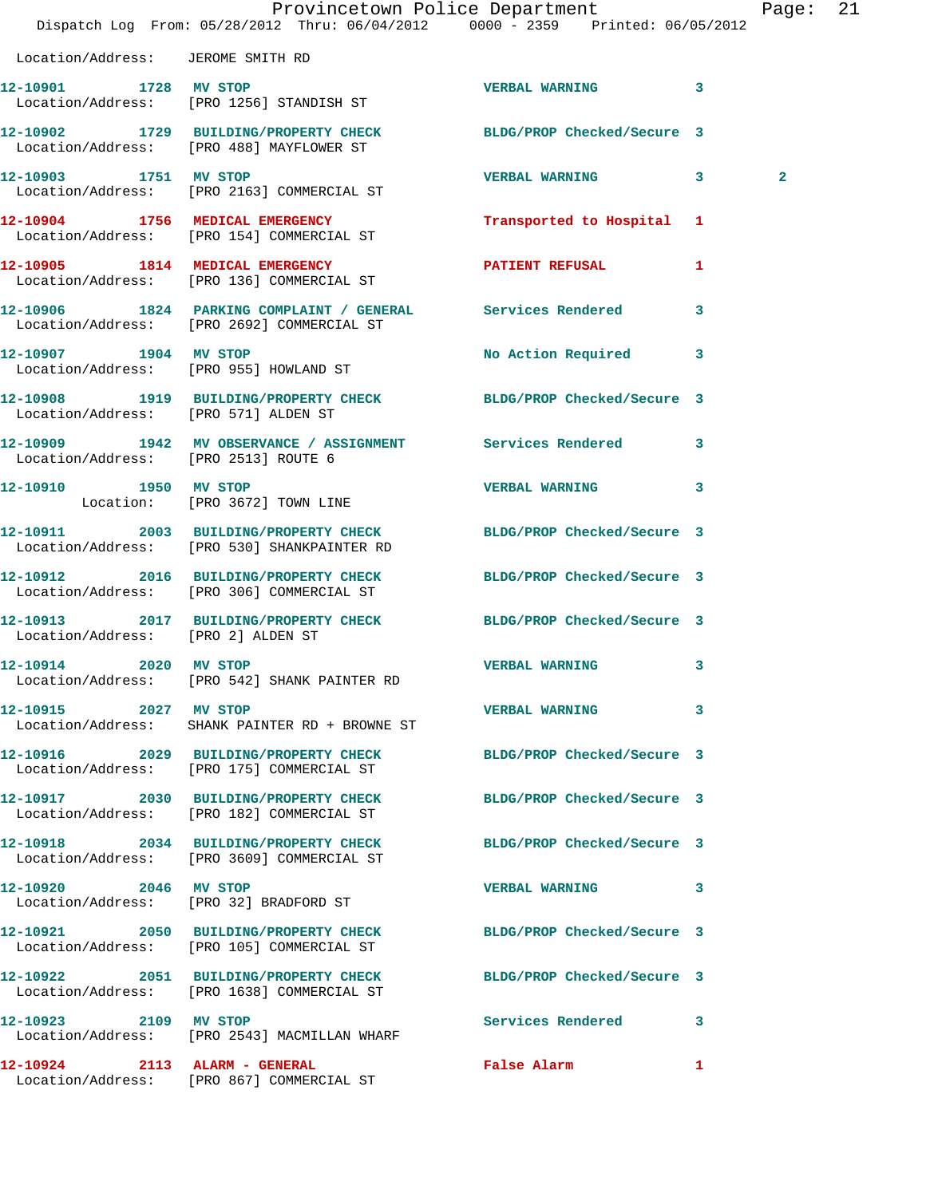Location/Address: JEROME SMITH RD

| Call Number | Time | Call Reason | Action | Priority | |
|---|---|---|---|---|---|
| 12-10901 | 1728 | MV STOP | VERBAL WARNING | 3 | |
| Location/Address: | | [PRO 1256] STANDISH ST | | | |
| 12-10902 | 1729 | BUILDING/PROPERTY CHECK | BLDG/PROP Checked/Secure | 3 | |
| Location/Address: | | [PRO 488] MAYFLOWER ST | | | |
| 12-10903 | 1751 | MV STOP | VERBAL WARNING | 3 | 2 |
| Location/Address: | | [PRO 2163] COMMERCIAL ST | | | |
| 12-10904 | 1756 | MEDICAL EMERGENCY | Transported to Hospital | 1 | |
| Location/Address: | | [PRO 154] COMMERCIAL ST | | | |
| 12-10905 | 1814 | MEDICAL EMERGENCY | PATIENT REFUSAL | 1 | |
| Location/Address: | | [PRO 136] COMMERCIAL ST | | | |
| 12-10906 | 1824 | PARKING COMPLAINT / GENERAL | Services Rendered | 3 | |
| Location/Address: | | [PRO 2692] COMMERCIAL ST | | | |
| 12-10907 | 1904 | MV STOP | No Action Required | 3 | |
| Location/Address: | | [PRO 955] HOWLAND ST | | | |
| 12-10908 | 1919 | BUILDING/PROPERTY CHECK | BLDG/PROP Checked/Secure | 3 | |
| Location/Address: | | [PRO 571] ALDEN ST | | | |
| 12-10909 | 1942 | MV OBSERVANCE / ASSIGNMENT | Services Rendered | 3 | |
| Location/Address: | | [PRO 2513] ROUTE 6 | | | |
| 12-10910 | 1950 | MV STOP | VERBAL WARNING | 3 | |
| Location: | | [PRO 3672] TOWN LINE | | | |
| 12-10911 | 2003 | BUILDING/PROPERTY CHECK | BLDG/PROP Checked/Secure | 3 | |
| Location/Address: | | [PRO 530] SHANKPAINTER RD | | | |
| 12-10912 | 2016 | BUILDING/PROPERTY CHECK | BLDG/PROP Checked/Secure | 3 | |
| Location/Address: | | [PRO 306] COMMERCIAL ST | | | |
| 12-10913 | 2017 | BUILDING/PROPERTY CHECK | BLDG/PROP Checked/Secure | 3 | |
| Location/Address: | | [PRO 2] ALDEN ST | | | |
| 12-10914 | 2020 | MV STOP | VERBAL WARNING | 3 | |
| Location/Address: | | [PRO 542] SHANK PAINTER RD | | | |
| 12-10915 | 2027 | MV STOP | VERBAL WARNING | 3 | |
| Location/Address: | | SHANK PAINTER RD + BROWNE ST | | | |
| 12-10916 | 2029 | BUILDING/PROPERTY CHECK | BLDG/PROP Checked/Secure | 3 | |
| Location/Address: | | [PRO 175] COMMERCIAL ST | | | |
| 12-10917 | 2030 | BUILDING/PROPERTY CHECK | BLDG/PROP Checked/Secure | 3 | |
| Location/Address: | | [PRO 182] COMMERCIAL ST | | | |
| 12-10918 | 2034 | BUILDING/PROPERTY CHECK | BLDG/PROP Checked/Secure | 3 | |
| Location/Address: | | [PRO 3609] COMMERCIAL ST | | | |
| 12-10920 | 2046 | MV STOP | VERBAL WARNING | 3 | |
| Location/Address: | | [PRO 32] BRADFORD ST | | | |
| 12-10921 | 2050 | BUILDING/PROPERTY CHECK | BLDG/PROP Checked/Secure | 3 | |
| Location/Address: | | [PRO 105] COMMERCIAL ST | | | |
| 12-10922 | 2051 | BUILDING/PROPERTY CHECK | BLDG/PROP Checked/Secure | 3 | |
| Location/Address: | | [PRO 1638] COMMERCIAL ST | | | |
| 12-10923 | 2109 | MV STOP | Services Rendered | 3 | |
| Location/Address: | | [PRO 2543] MACMILLAN WHARF | | | |
| 12-10924 | 2113 | ALARM - GENERAL | False Alarm | 1 | |
| Location/Address: | | [PRO 867] COMMERCIAL ST | | | |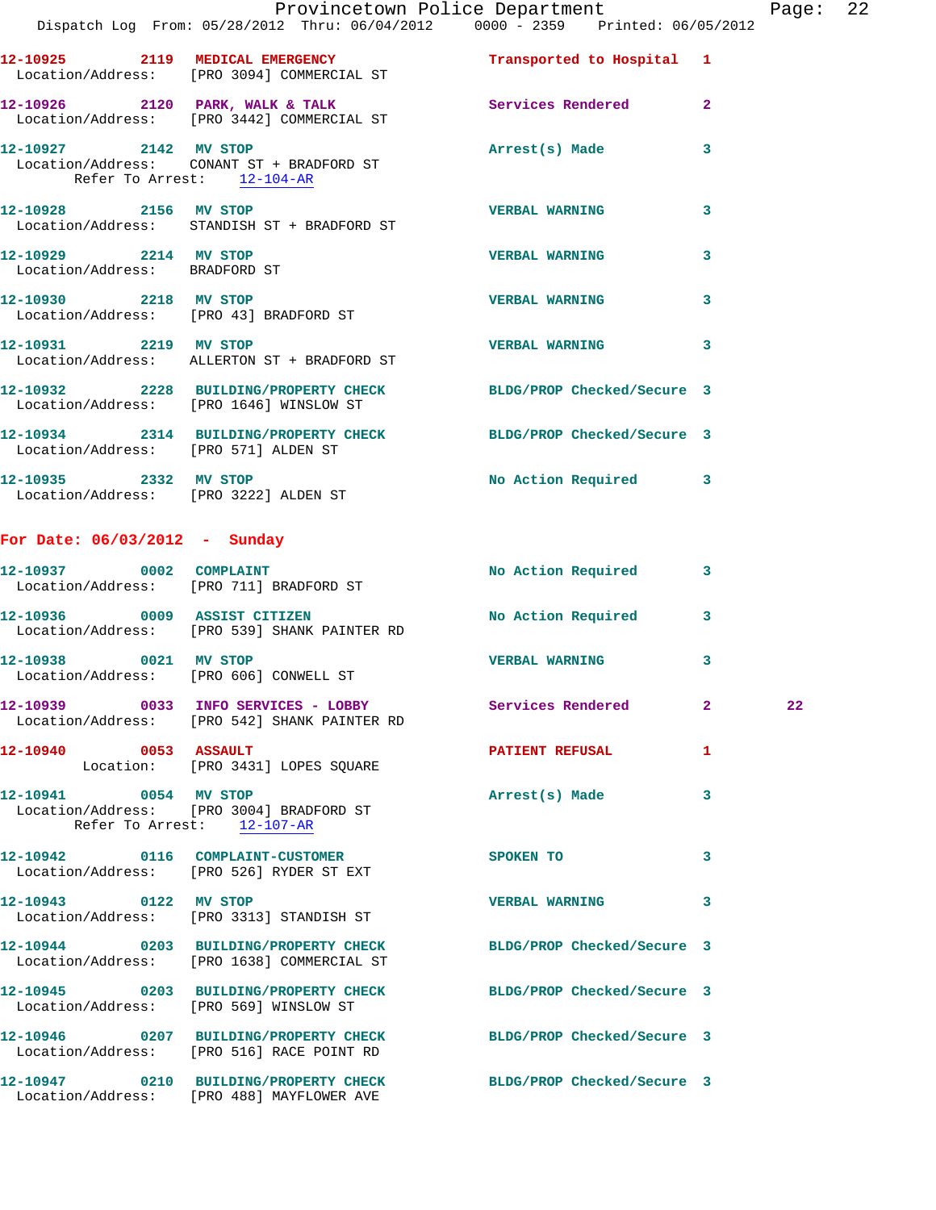12-10925 2119 MEDICAL EMERGENCY Transported to Hospital 1
Location/Address: [PRO 3094] COMMERCIAL ST

12-10926 2120 PARK, WALK & TALK Services Rendered 2
Location/Address: [PRO 3442] COMMERCIAL ST

12-10927 2142 MV STOP Arrest(s) Made 3
Location/Address: CONANT ST + BRADFORD ST
Refer To Arrest: 12-104-AR

12-10928 2156 MV STOP VERBAL WARNING 3
Location/Address: STANDISH ST + BRADFORD ST

12-10929 2214 MV STOP VERBAL WARNING 3
Location/Address: BRADFORD ST

12-10930 2218 MV STOP VERBAL WARNING 3
Location/Address: [PRO 43] BRADFORD ST

12-10931 2219 MV STOP VERBAL WARNING 3
Location/Address: ALLERTON ST + BRADFORD ST

12-10932 2228 BUILDING/PROPERTY CHECK BLDG/PROP Checked/Secure 3
Location/Address: [PRO 1646] WINSLOW ST

12-10934 2314 BUILDING/PROPERTY CHECK BLDG/PROP Checked/Secure 3
Location/Address: [PRO 571] ALDEN ST

12-10935 2332 MV STOP No Action Required 3
Location/Address: [PRO 3222] ALDEN ST

## For Date: 06/03/2012 - Sunday

12-10937 0002 COMPLAINT No Action Required 3
Location/Address: [PRO 711] BRADFORD ST

12-10936 0009 ASSIST CITIZEN No Action Required 3
Location/Address: [PRO 539] SHANK PAINTER RD

12-10938 0021 MV STOP VERBAL WARNING 3
Location/Address: [PRO 606] CONWELL ST

12-10939 0033 INFO SERVICES - LOBBY Services Rendered 2 22
Location/Address: [PRO 542] SHANK PAINTER RD

12-10940 0053 ASSAULT PATIENT REFUSAL 1
Location: [PRO 3431] LOPES SQUARE

12-10941 0054 MV STOP Arrest(s) Made 3
Location/Address: [PRO 3004] BRADFORD ST
Refer To Arrest: 12-107-AR

12-10942 0116 COMPLAINT-CUSTOMER SPOKEN TO 3
Location/Address: [PRO 526] RYDER ST EXT

12-10943 0122 MV STOP VERBAL WARNING 3
Location/Address: [PRO 3313] STANDISH ST

12-10944 0203 BUILDING/PROPERTY CHECK BLDG/PROP Checked/Secure 3
Location/Address: [PRO 1638] COMMERCIAL ST

12-10945 0203 BUILDING/PROPERTY CHECK BLDG/PROP Checked/Secure 3
Location/Address: [PRO 569] WINSLOW ST

12-10946 0207 BUILDING/PROPERTY CHECK BLDG/PROP Checked/Secure 3
Location/Address: [PRO 516] RACE POINT RD

12-10947 0210 BUILDING/PROPERTY CHECK BLDG/PROP Checked/Secure 3
Location/Address: [PRO 488] MAYFLOWER AVE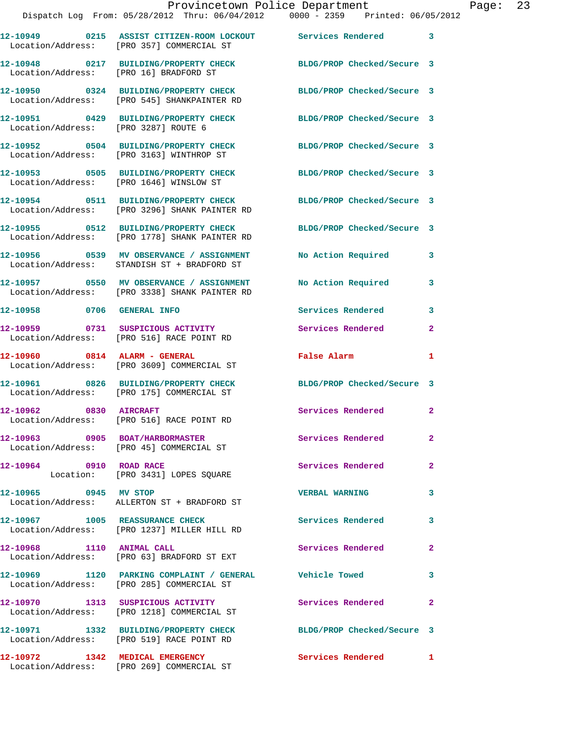| Call # | Time | Call Type | Disposition | Priority |
|---|---|---|---|---|
| 12-10949 | 0215 | ASSIST CITIZEN-ROOM LOCKOUT | Services Rendered | 3 |
| Location/Address: [PRO 357] COMMERCIAL ST | | | | |
| 12-10948 | 0217 | BUILDING/PROPERTY CHECK | BLDG/PROP Checked/Secure | 3 |
| Location/Address: [PRO 16] BRADFORD ST | | | | |
| 12-10950 | 0324 | BUILDING/PROPERTY CHECK | BLDG/PROP Checked/Secure | 3 |
| Location/Address: [PRO 545] SHANKPAINTER RD | | | | |
| 12-10951 | 0429 | BUILDING/PROPERTY CHECK | BLDG/PROP Checked/Secure | 3 |
| Location/Address: [PRO 3287] ROUTE 6 | | | | |
| 12-10952 | 0504 | BUILDING/PROPERTY CHECK | BLDG/PROP Checked/Secure | 3 |
| Location/Address: [PRO 3163] WINTHROP ST | | | | |
| 12-10953 | 0505 | BUILDING/PROPERTY CHECK | BLDG/PROP Checked/Secure | 3 |
| Location/Address: [PRO 1646] WINSLOW ST | | | | |
| 12-10954 | 0511 | BUILDING/PROPERTY CHECK | BLDG/PROP Checked/Secure | 3 |
| Location/Address: [PRO 3296] SHANK PAINTER RD | | | | |
| 12-10955 | 0512 | BUILDING/PROPERTY CHECK | BLDG/PROP Checked/Secure | 3 |
| Location/Address: [PRO 1778] SHANK PAINTER RD | | | | |
| 12-10956 | 0539 | MV OBSERVANCE / ASSIGNMENT | No Action Required | 3 |
| Location/Address: STANDISH ST + BRADFORD ST | | | | |
| 12-10957 | 0550 | MV OBSERVANCE / ASSIGNMENT | No Action Required | 3 |
| Location/Address: [PRO 3338] SHANK PAINTER RD | | | | |
| 12-10958 | 0706 | GENERAL INFO | Services Rendered | 3 |
| 12-10959 | 0731 | SUSPICIOUS ACTIVITY | Services Rendered | 2 |
| Location/Address: [PRO 516] RACE POINT RD | | | | |
| 12-10960 | 0814 | ALARM - GENERAL | False Alarm | 1 |
| Location/Address: [PRO 3609] COMMERCIAL ST | | | | |
| 12-10961 | 0826 | BUILDING/PROPERTY CHECK | BLDG/PROP Checked/Secure | 3 |
| Location/Address: [PRO 175] COMMERCIAL ST | | | | |
| 12-10962 | 0830 | AIRCRAFT | Services Rendered | 2 |
| Location/Address: [PRO 516] RACE POINT RD | | | | |
| 12-10963 | 0905 | BOAT/HARBORMASTER | Services Rendered | 2 |
| Location/Address: [PRO 45] COMMERCIAL ST | | | | |
| 12-10964 | 0910 | ROAD RACE | Services Rendered | 2 |
| Location: [PRO 3431] LOPES SQUARE | | | | |
| 12-10965 | 0945 | MV STOP | VERBAL WARNING | 3 |
| Location/Address: ALLERTON ST + BRADFORD ST | | | | |
| 12-10967 | 1005 | REASSURANCE CHECK | Services Rendered | 3 |
| Location/Address: [PRO 1237] MILLER HILL RD | | | | |
| 12-10968 | 1110 | ANIMAL CALL | Services Rendered | 2 |
| Location/Address: [PRO 63] BRADFORD ST EXT | | | | |
| 12-10969 | 1120 | PARKING COMPLAINT / GENERAL | Vehicle Towed | 3 |
| Location/Address: [PRO 285] COMMERCIAL ST | | | | |
| 12-10970 | 1313 | SUSPICIOUS ACTIVITY | Services Rendered | 2 |
| Location/Address: [PRO 1218] COMMERCIAL ST | | | | |
| 12-10971 | 1332 | BUILDING/PROPERTY CHECK | BLDG/PROP Checked/Secure | 3 |
| Location/Address: [PRO 519] RACE POINT RD | | | | |
| 12-10972 | 1342 | MEDICAL EMERGENCY | Services Rendered | 1 |
| Location/Address: [PRO 269] COMMERCIAL ST | | | | |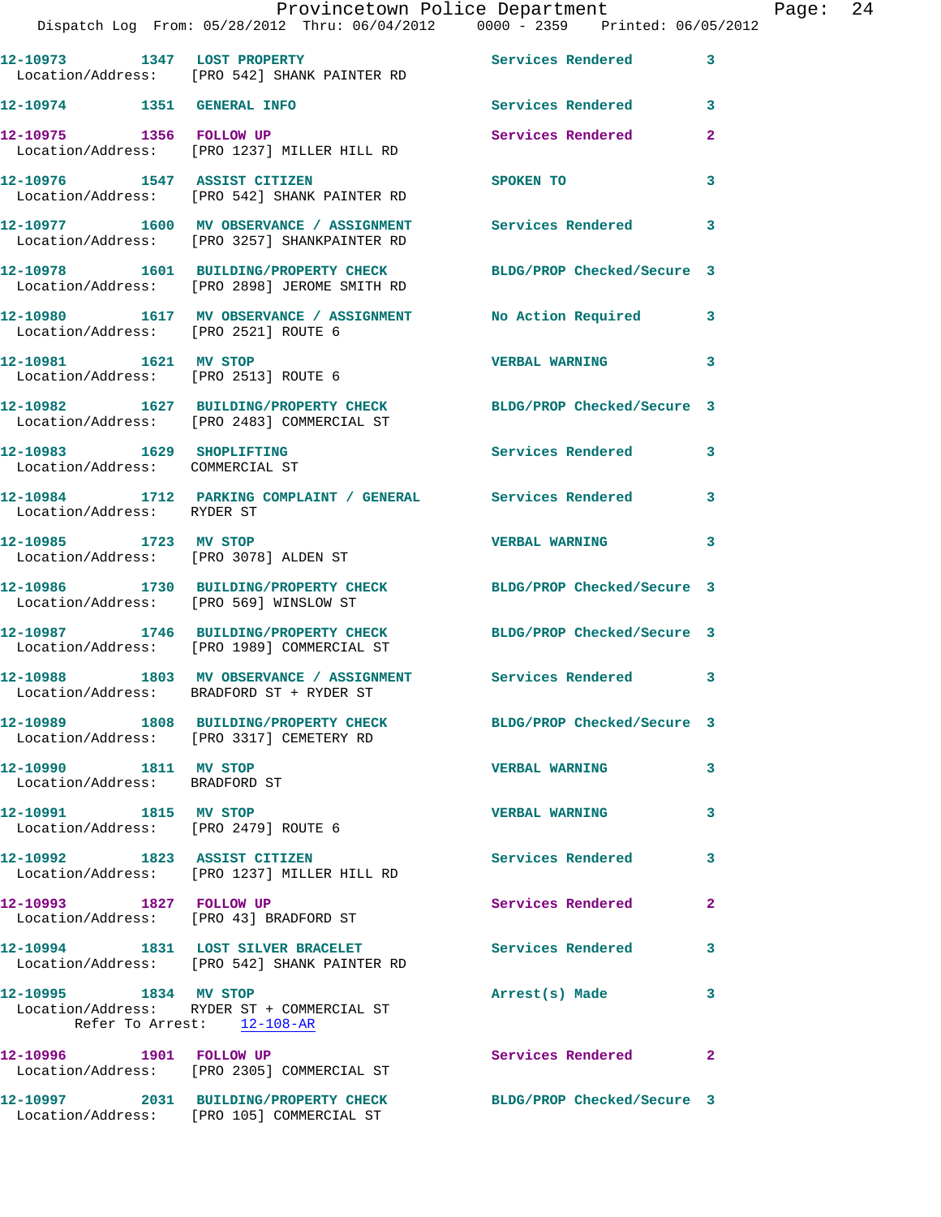12-10973 1347 LOST PROPERTY Services Rendered 3
Location/Address: [PRO 542] SHANK PAINTER RD

12-10974 1351 GENERAL INFO Services Rendered 3

12-10975 1356 FOLLOW UP Services Rendered 2
Location/Address: [PRO 1237] MILLER HILL RD

12-10976 1547 ASSIST CITIZEN SPOKEN TO 3
Location/Address: [PRO 542] SHANK PAINTER RD

12-10977 1600 MV OBSERVANCE / ASSIGNMENT Services Rendered 3
Location/Address: [PRO 3257] SHANKPAINTER RD

12-10978 1601 BUILDING/PROPERTY CHECK BLDG/PROP Checked/Secure 3
Location/Address: [PRO 2898] JEROME SMITH RD

12-10980 1617 MV OBSERVANCE / ASSIGNMENT No Action Required 3
Location/Address: [PRO 2521] ROUTE 6

12-10981 1621 MV STOP VERBAL WARNING 3
Location/Address: [PRO 2513] ROUTE 6

12-10982 1627 BUILDING/PROPERTY CHECK BLDG/PROP Checked/Secure 3
Location/Address: [PRO 2483] COMMERCIAL ST

12-10983 1629 SHOPLIFTING Services Rendered 3
Location/Address: COMMERCIAL ST

12-10984 1712 PARKING COMPLAINT / GENERAL Services Rendered 3
Location/Address: RYDER ST

12-10985 1723 MV STOP VERBAL WARNING 3
Location/Address: [PRO 3078] ALDEN ST

12-10986 1730 BUILDING/PROPERTY CHECK BLDG/PROP Checked/Secure 3
Location/Address: [PRO 569] WINSLOW ST

12-10987 1746 BUILDING/PROPERTY CHECK BLDG/PROP Checked/Secure 3
Location/Address: [PRO 1989] COMMERCIAL ST

12-10988 1803 MV OBSERVANCE / ASSIGNMENT Services Rendered 3
Location/Address: BRADFORD ST + RYDER ST

12-10989 1808 BUILDING/PROPERTY CHECK BLDG/PROP Checked/Secure 3
Location/Address: [PRO 3317] CEMETERY RD

12-10990 1811 MV STOP VERBAL WARNING 3
Location/Address: BRADFORD ST

12-10991 1815 MV STOP VERBAL WARNING 3
Location/Address: [PRO 2479] ROUTE 6

12-10992 1823 ASSIST CITIZEN Services Rendered 3
Location/Address: [PRO 1237] MILLER HILL RD

12-10993 1827 FOLLOW UP Services Rendered 2
Location/Address: [PRO 43] BRADFORD ST

12-10994 1831 LOST SILVER BRACELET Services Rendered 3
Location/Address: [PRO 542] SHANK PAINTER RD

12-10995 1834 MV STOP Arrest(s) Made 3
Location/Address: RYDER ST + COMMERCIAL ST
Refer To Arrest: 12-108-AR

12-10996 1901 FOLLOW UP Services Rendered 2
Location/Address: [PRO 2305] COMMERCIAL ST

12-10997 2031 BUILDING/PROPERTY CHECK BLDG/PROP Checked/Secure 3
Location/Address: [PRO 105] COMMERCIAL ST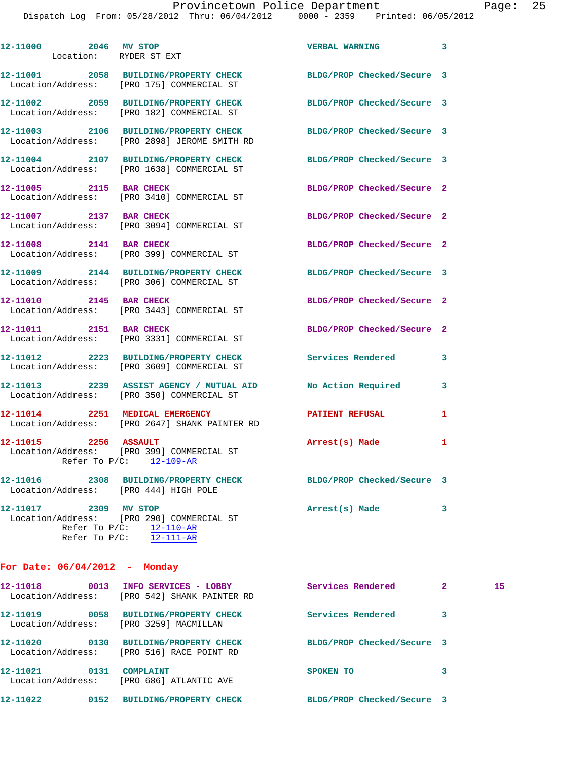12-11000 2046 MV STOP VERBAL WARNING 3
Location: RYDER ST EXT

12-11001 2058 BUILDING/PROPERTY CHECK BLDG/PROP Checked/Secure 3
Location/Address: [PRO 175] COMMERCIAL ST

12-11002 2059 BUILDING/PROPERTY CHECK BLDG/PROP Checked/Secure 3
Location/Address: [PRO 182] COMMERCIAL ST

12-11003 2106 BUILDING/PROPERTY CHECK BLDG/PROP Checked/Secure 3
Location/Address: [PRO 2898] JEROME SMITH RD

12-11004 2107 BUILDING/PROPERTY CHECK BLDG/PROP Checked/Secure 3
Location/Address: [PRO 1638] COMMERCIAL ST

12-11005 2115 BAR CHECK BLDG/PROP Checked/Secure 2
Location/Address: [PRO 3410] COMMERCIAL ST

12-11007 2137 BAR CHECK BLDG/PROP Checked/Secure 2
Location/Address: [PRO 3094] COMMERCIAL ST

12-11008 2141 BAR CHECK BLDG/PROP Checked/Secure 2
Location/Address: [PRO 399] COMMERCIAL ST

12-11009 2144 BUILDING/PROPERTY CHECK BLDG/PROP Checked/Secure 3
Location/Address: [PRO 306] COMMERCIAL ST

12-11010 2145 BAR CHECK BLDG/PROP Checked/Secure 2
Location/Address: [PRO 3443] COMMERCIAL ST

12-11011 2151 BAR CHECK BLDG/PROP Checked/Secure 2
Location/Address: [PRO 3331] COMMERCIAL ST

12-11012 2223 BUILDING/PROPERTY CHECK Services Rendered 3
Location/Address: [PRO 3609] COMMERCIAL ST

12-11013 2239 ASSIST AGENCY / MUTUAL AID No Action Required 3
Location/Address: [PRO 350] COMMERCIAL ST

12-11014 2251 MEDICAL EMERGENCY PATIENT REFUSAL 1
Location/Address: [PRO 2647] SHANK PAINTER RD

12-11015 2256 ASSAULT Arrest(s) Made 1
Location/Address: [PRO 399] COMMERCIAL ST
Refer To P/C: 12-109-AR

12-11016 2308 BUILDING/PROPERTY CHECK BLDG/PROP Checked/Secure 3
Location/Address: [PRO 444] HIGH POLE

12-11017 2309 MV STOP Arrest(s) Made 3
Location/Address: [PRO 290] COMMERCIAL ST
Refer To P/C: 12-110-AR
Refer To P/C: 12-111-AR

**For Date: 06/04/2012 - Monday**

12-11018 0013 INFO SERVICES - LOBBY Services Rendered 2 15
Location/Address: [PRO 542] SHANK PAINTER RD

12-11019 0058 BUILDING/PROPERTY CHECK Services Rendered 3
Location/Address: [PRO 3259] MACMILLAN

12-11020 0130 BUILDING/PROPERTY CHECK BLDG/PROP Checked/Secure 3
Location/Address: [PRO 516] RACE POINT RD

12-11021 0131 COMPLAINT SPOKEN TO 3
Location/Address: [PRO 686] ATLANTIC AVE

12-11022 0152 BUILDING/PROPERTY CHECK BLDG/PROP Checked/Secure 3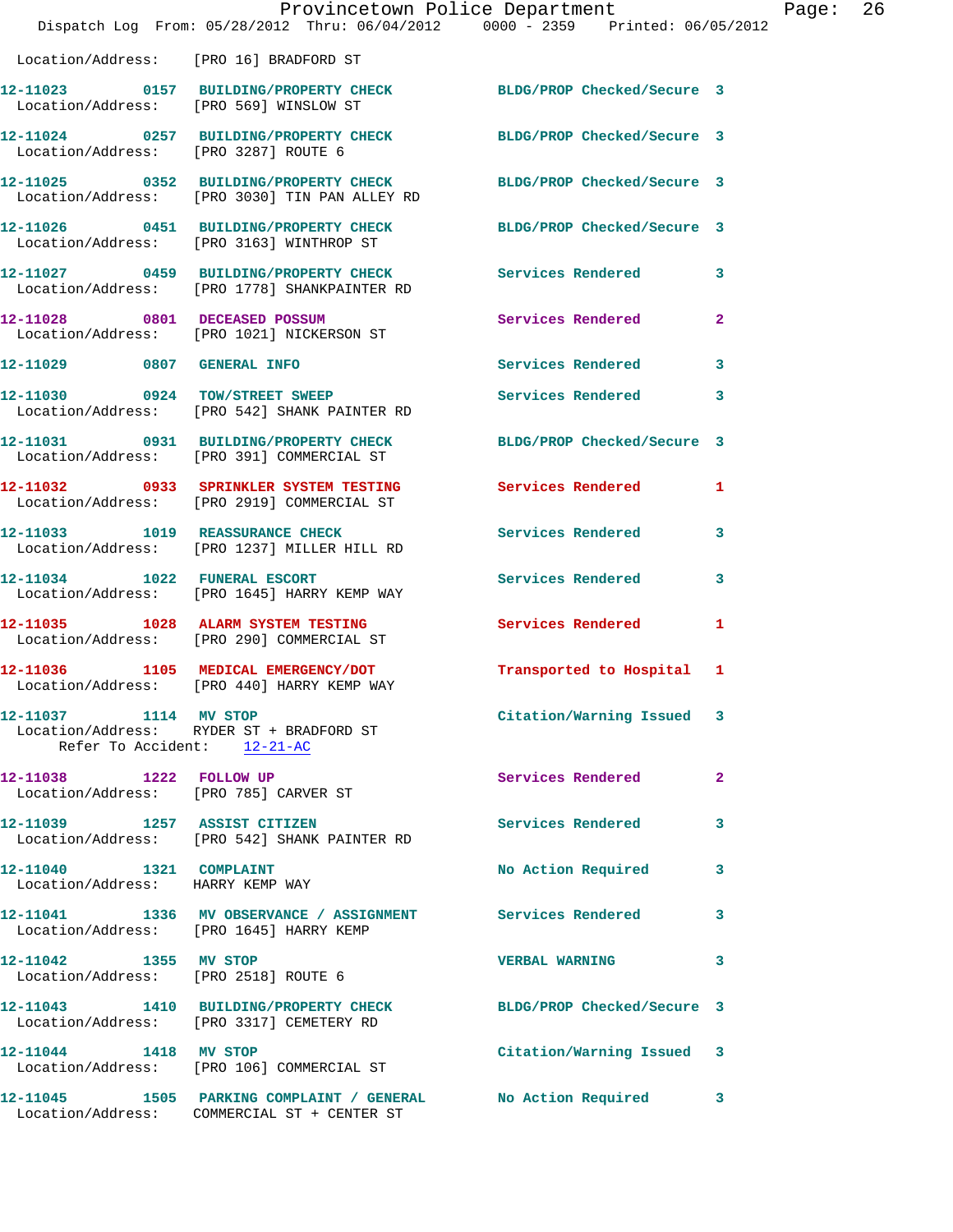Location/Address: [PRO 16] BRADFORD ST

**12-11023 0157 BUILDING/PROPERTY CHECK** BLDG/PROP Checked/Secure 3
Location/Address: [PRO 569] WINSLOW ST

**12-11024 0257 BUILDING/PROPERTY CHECK** BLDG/PROP Checked/Secure 3
Location/Address: [PRO 3287] ROUTE 6

**12-11025 0352 BUILDING/PROPERTY CHECK** BLDG/PROP Checked/Secure 3
Location/Address: [PRO 3030] TIN PAN ALLEY RD

**12-11026 0451 BUILDING/PROPERTY CHECK** BLDG/PROP Checked/Secure 3
Location/Address: [PRO 3163] WINTHROP ST

**12-11027 0459 BUILDING/PROPERTY CHECK** Services Rendered 3
Location/Address: [PRO 1778] SHANKPAINTER RD

**12-11028 0801 DECEASED POSSUM** Services Rendered 2
Location/Address: [PRO 1021] NICKERSON ST

**12-11029 0807 GENERAL INFO** Services Rendered 3

**12-11030 0924 TOW/STREET SWEEP** Services Rendered 3
Location/Address: [PRO 542] SHANK PAINTER RD

**12-11031 0931 BUILDING/PROPERTY CHECK** BLDG/PROP Checked/Secure 3
Location/Address: [PRO 391] COMMERCIAL ST

**12-11032 0933 SPRINKLER SYSTEM TESTING** Services Rendered 1
Location/Address: [PRO 2919] COMMERCIAL ST

**12-11033 1019 REASSURANCE CHECK** Services Rendered 3
Location/Address: [PRO 1237] MILLER HILL RD

**12-11034 1022 FUNERAL ESCORT** Services Rendered 3
Location/Address: [PRO 1645] HARRY KEMP WAY

**12-11035 1028 ALARM SYSTEM TESTING** Services Rendered 1
Location/Address: [PRO 290] COMMERCIAL ST

**12-11036 1105 MEDICAL EMERGENCY/DOT** Transported to Hospital 1
Location/Address: [PRO 440] HARRY KEMP WAY

**12-11037 1114 MV STOP** Citation/Warning Issued 3
Location/Address: RYDER ST + BRADFORD ST
Refer To Accident: 12-21-AC

**12-11038 1222 FOLLOW UP** Services Rendered 2
Location/Address: [PRO 785] CARVER ST

**12-11039 1257 ASSIST CITIZEN** Services Rendered 3
Location/Address: [PRO 542] SHANK PAINTER RD

**12-11040 1321 COMPLAINT** No Action Required 3
Location/Address: HARRY KEMP WAY

**12-11041 1336 MV OBSERVANCE / ASSIGNMENT** Services Rendered 3
Location/Address: [PRO 1645] HARRY KEMP

**12-11042 1355 MV STOP** VERBAL WARNING 3
Location/Address: [PRO 2518] ROUTE 6

**12-11043 1410 BUILDING/PROPERTY CHECK** BLDG/PROP Checked/Secure 3
Location/Address: [PRO 3317] CEMETERY RD

**12-11044 1418 MV STOP** Citation/Warning Issued 3
Location/Address: [PRO 106] COMMERCIAL ST

**12-11045 1505 PARKING COMPLAINT / GENERAL** No Action Required 3
Location/Address: COMMERCIAL ST + CENTER ST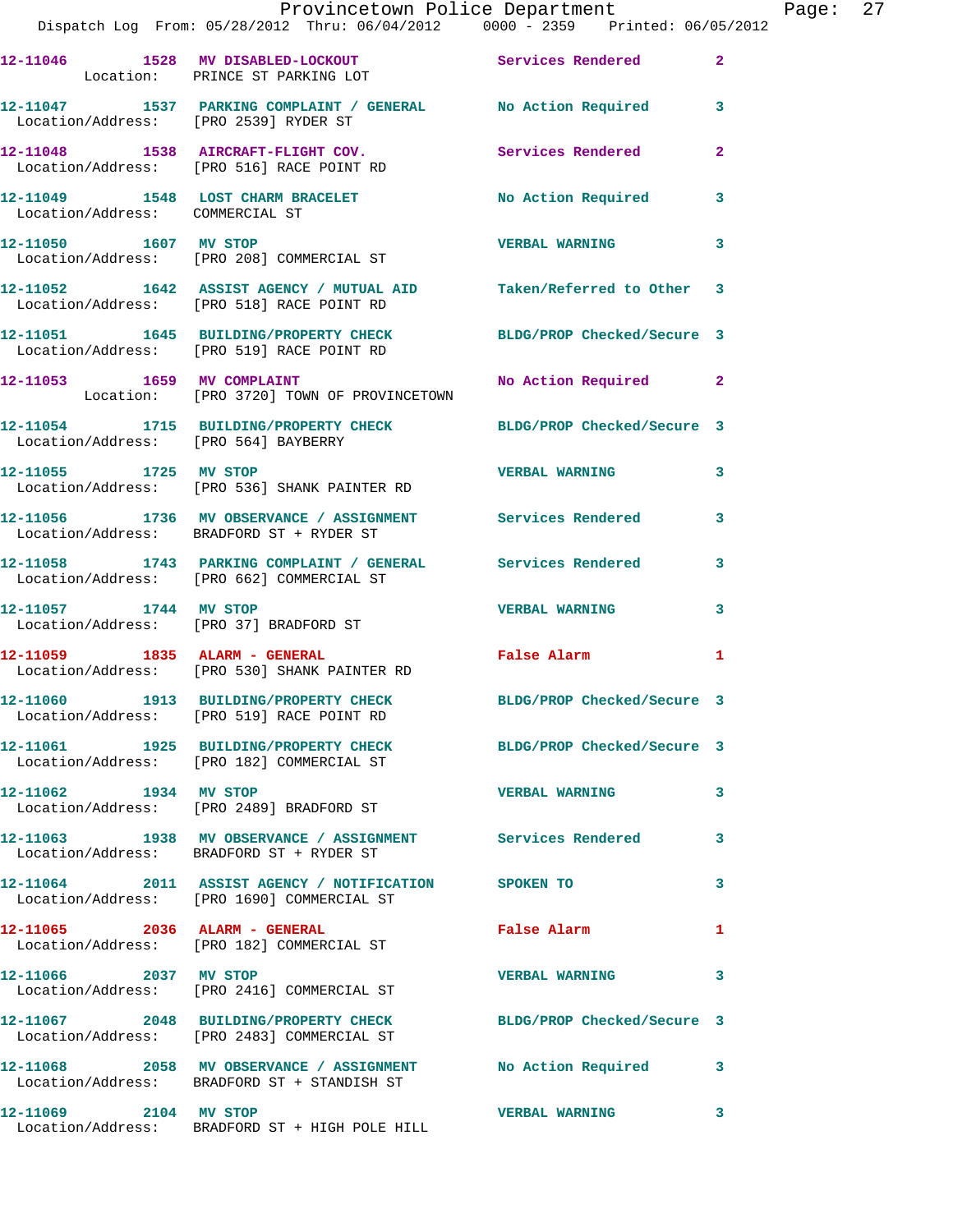12-11046 1528 MV DISABLED-LOCKOUT Services Rendered 2
Location: PRINCE ST PARKING LOT

12-11047 1537 PARKING COMPLAINT / GENERAL No Action Required 3
Location/Address: [PRO 2539] RYDER ST

12-11048 1538 AIRCRAFT-FLIGHT COV. Services Rendered 2
Location/Address: [PRO 516] RACE POINT RD

12-11049 1548 LOST CHARM BRACELET No Action Required 3
Location/Address: COMMERCIAL ST

12-11050 1607 MV STOP VERBAL WARNING 3
Location/Address: [PRO 208] COMMERCIAL ST

12-11052 1642 ASSIST AGENCY / MUTUAL AID Taken/Referred to Other 3
Location/Address: [PRO 518] RACE POINT RD

12-11051 1645 BUILDING/PROPERTY CHECK BLDG/PROP Checked/Secure 3
Location/Address: [PRO 519] RACE POINT RD

12-11053 1659 MV COMPLAINT No Action Required 2
Location: [PRO 3720] TOWN OF PROVINCETOWN

12-11054 1715 BUILDING/PROPERTY CHECK BLDG/PROP Checked/Secure 3
Location/Address: [PRO 564] BAYBERRY

12-11055 1725 MV STOP VERBAL WARNING 3
Location/Address: [PRO 536] SHANK PAINTER RD

12-11056 1736 MV OBSERVANCE / ASSIGNMENT Services Rendered 3
Location/Address: BRADFORD ST + RYDER ST

12-11058 1743 PARKING COMPLAINT / GENERAL Services Rendered 3
Location/Address: [PRO 662] COMMERCIAL ST

12-11057 1744 MV STOP VERBAL WARNING 3
Location/Address: [PRO 37] BRADFORD ST

12-11059 1835 ALARM - GENERAL False Alarm 1
Location/Address: [PRO 530] SHANK PAINTER RD

12-11060 1913 BUILDING/PROPERTY CHECK BLDG/PROP Checked/Secure 3
Location/Address: [PRO 519] RACE POINT RD

12-11061 1925 BUILDING/PROPERTY CHECK BLDG/PROP Checked/Secure 3
Location/Address: [PRO 182] COMMERCIAL ST

12-11062 1934 MV STOP VERBAL WARNING 3
Location/Address: [PRO 2489] BRADFORD ST

12-11063 1938 MV OBSERVANCE / ASSIGNMENT Services Rendered 3
Location/Address: BRADFORD ST + RYDER ST

12-11064 2011 ASSIST AGENCY / NOTIFICATION SPOKEN TO 3
Location/Address: [PRO 1690] COMMERCIAL ST

12-11065 2036 ALARM - GENERAL False Alarm 1
Location/Address: [PRO 182] COMMERCIAL ST

12-11066 2037 MV STOP VERBAL WARNING 3
Location/Address: [PRO 2416] COMMERCIAL ST

12-11067 2048 BUILDING/PROPERTY CHECK BLDG/PROP Checked/Secure 3
Location/Address: [PRO 2483] COMMERCIAL ST

12-11068 2058 MV OBSERVANCE / ASSIGNMENT No Action Required 3
Location/Address: BRADFORD ST + STANDISH ST

12-11069 2104 MV STOP VERBAL WARNING 3
Location/Address: BRADFORD ST + HIGH POLE HILL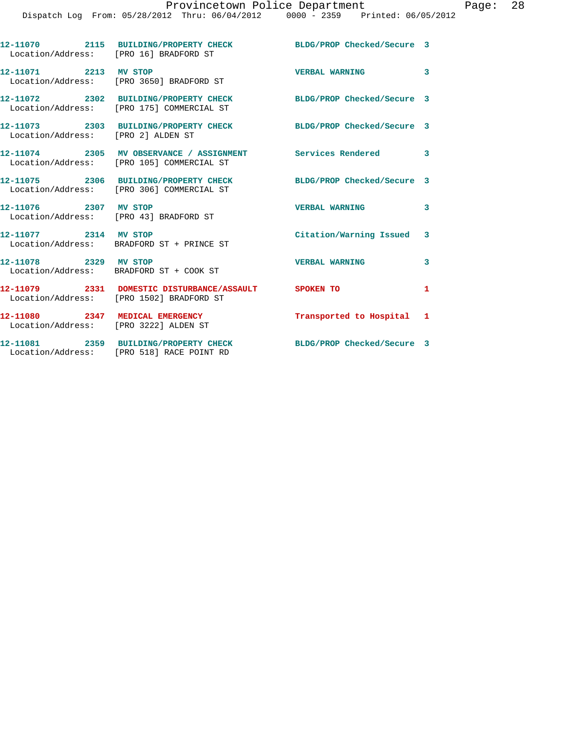| | | | | |
|---|---|---|---|---|
| 12-11070 | 2115 | BUILDING/PROPERTY CHECK | BLDG/PROP Checked/Secure | 3 |
| Location/Address: | | [PRO 16] BRADFORD ST | | |
| 12-11071 | 2213 | MV STOP | VERBAL WARNING | 3 |
| Location/Address: | | [PRO 3650] BRADFORD ST | | |
| 12-11072 | 2302 | BUILDING/PROPERTY CHECK | BLDG/PROP Checked/Secure | 3 |
| Location/Address: | | [PRO 175] COMMERCIAL ST | | |
| 12-11073 | 2303 | BUILDING/PROPERTY CHECK | BLDG/PROP Checked/Secure | 3 |
| Location/Address: | | [PRO 2] ALDEN ST | | |
| 12-11074 | 2305 | MV OBSERVANCE / ASSIGNMENT | Services Rendered | 3 |
| Location/Address: | | [PRO 105] COMMERCIAL ST | | |
| 12-11075 | 2306 | BUILDING/PROPERTY CHECK | BLDG/PROP Checked/Secure | 3 |
| Location/Address: | | [PRO 306] COMMERCIAL ST | | |
| 12-11076 | 2307 | MV STOP | VERBAL WARNING | 3 |
| Location/Address: | | [PRO 43] BRADFORD ST | | |
| 12-11077 | 2314 | MV STOP | Citation/Warning Issued | 3 |
| Location/Address: | | BRADFORD ST + PRINCE ST | | |
| 12-11078 | 2329 | MV STOP | VERBAL WARNING | 3 |
| Location/Address: | | BRADFORD ST + COOK ST | | |
| 12-11079 | 2331 | DOMESTIC DISTURBANCE/ASSAULT | SPOKEN TO | 1 |
| Location/Address: | | [PRO 1502] BRADFORD ST | | |
| 12-11080 | 2347 | MEDICAL EMERGENCY | Transported to Hospital | 1 |
| Location/Address: | | [PRO 3222] ALDEN ST | | |
| 12-11081 | 2359 | BUILDING/PROPERTY CHECK | BLDG/PROP Checked/Secure | 3 |
| Location/Address: | | [PRO 518] RACE POINT RD | | |